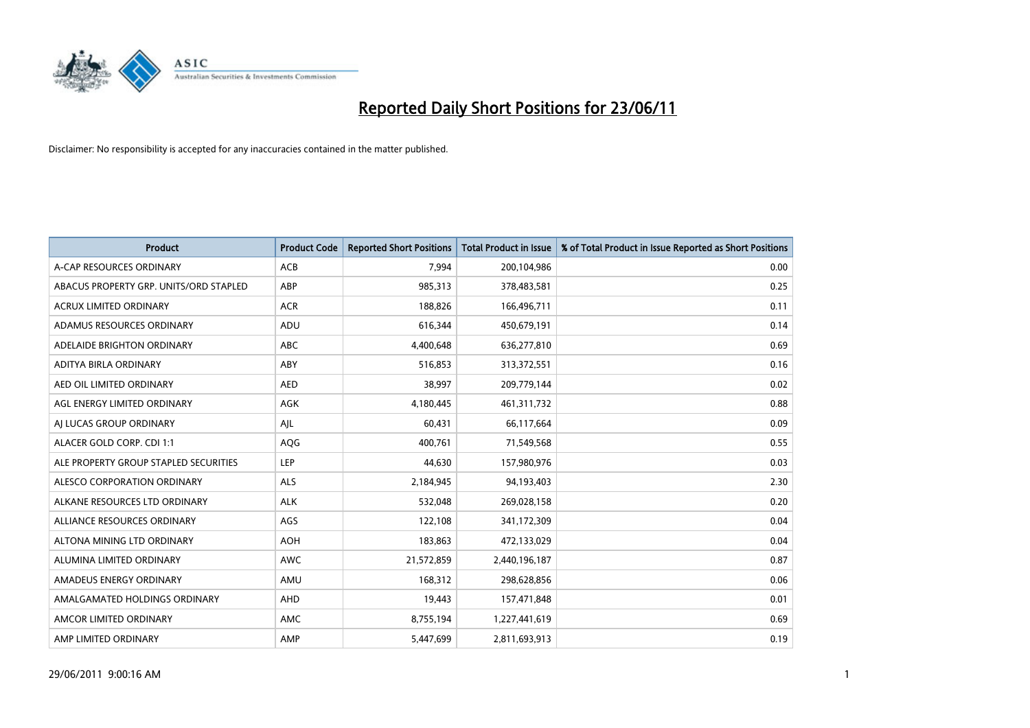# Reported Daily Short Positions for 23/06/11

Disclaimer: No responsibility is accepted for any inaccuracies contained in the matter published.

| Product | Product Code | Reported Short Positions | Total Product in Issue | % of Total Product in Issue Reported as Short Positions |
|---|---|---|---|---|
| A-CAP RESOURCES ORDINARY | ACB | 7,994 | 200,104,986 | 0.00 |
| ABACUS PROPERTY GRP. UNITS/ORD STAPLED | ABP | 985,313 | 378,483,581 | 0.25 |
| ACRUX LIMITED ORDINARY | ACR | 188,826 | 166,496,711 | 0.11 |
| ADAMUS RESOURCES ORDINARY | ADU | 616,344 | 450,679,191 | 0.14 |
| ADELAIDE BRIGHTON ORDINARY | ABC | 4,400,648 | 636,277,810 | 0.69 |
| ADITYA BIRLA ORDINARY | ABY | 516,853 | 313,372,551 | 0.16 |
| AED OIL LIMITED ORDINARY | AED | 38,997 | 209,779,144 | 0.02 |
| AGL ENERGY LIMITED ORDINARY | AGK | 4,180,445 | 461,311,732 | 0.88 |
| AJ LUCAS GROUP ORDINARY | AJL | 60,431 | 66,117,664 | 0.09 |
| ALACER GOLD CORP. CDI 1:1 | AQG | 400,761 | 71,549,568 | 0.55 |
| ALE PROPERTY GROUP STAPLED SECURITIES | LEP | 44,630 | 157,980,976 | 0.03 |
| ALESCO CORPORATION ORDINARY | ALS | 2,184,945 | 94,193,403 | 2.30 |
| ALKANE RESOURCES LTD ORDINARY | ALK | 532,048 | 269,028,158 | 0.20 |
| ALLIANCE RESOURCES ORDINARY | AGS | 122,108 | 341,172,309 | 0.04 |
| ALTONA MINING LTD ORDINARY | AOH | 183,863 | 472,133,029 | 0.04 |
| ALUMINA LIMITED ORDINARY | AWC | 21,572,859 | 2,440,196,187 | 0.87 |
| AMADEUS ENERGY ORDINARY | AMU | 168,312 | 298,628,856 | 0.06 |
| AMALGAMATED HOLDINGS ORDINARY | AHD | 19,443 | 157,471,848 | 0.01 |
| AMCOR LIMITED ORDINARY | AMC | 8,755,194 | 1,227,441,619 | 0.69 |
| AMP LIMITED ORDINARY | AMP | 5,447,699 | 2,811,693,913 | 0.19 |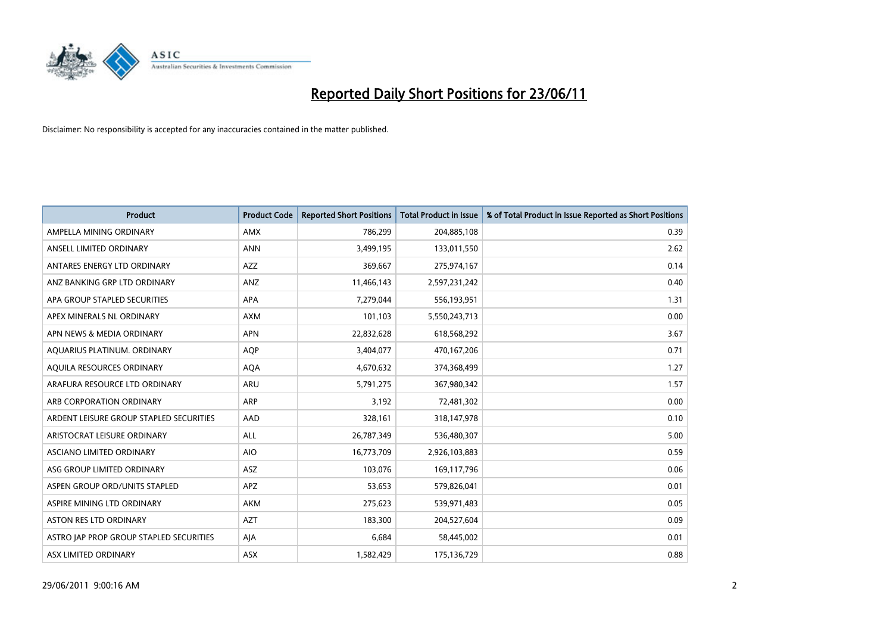# Reported Daily Short Positions for 23/06/11

Disclaimer: No responsibility is accepted for any inaccuracies contained in the matter published.

| Product | Product Code | Reported Short Positions | Total Product in Issue | % of Total Product in Issue Reported as Short Positions |
|---|---|---|---|---|
| AMPELLA MINING ORDINARY | AMX | 786,299 | 204,885,108 | 0.39 |
| ANSELL LIMITED ORDINARY | ANN | 3,499,195 | 133,011,550 | 2.62 |
| ANTARES ENERGY LTD ORDINARY | AZZ | 369,667 | 275,974,167 | 0.14 |
| ANZ BANKING GRP LTD ORDINARY | ANZ | 11,466,143 | 2,597,231,242 | 0.40 |
| APA GROUP STAPLED SECURITIES | APA | 7,279,044 | 556,193,951 | 1.31 |
| APEX MINERALS NL ORDINARY | AXM | 101,103 | 5,550,243,713 | 0.00 |
| APN NEWS & MEDIA ORDINARY | APN | 22,832,628 | 618,568,292 | 3.67 |
| AQUARIUS PLATINUM. ORDINARY | AQP | 3,404,077 | 470,167,206 | 0.71 |
| AQUILA RESOURCES ORDINARY | AQA | 4,670,632 | 374,368,499 | 1.27 |
| ARAFURA RESOURCE LTD ORDINARY | ARU | 5,791,275 | 367,980,342 | 1.57 |
| ARB CORPORATION ORDINARY | ARP | 3,192 | 72,481,302 | 0.00 |
| ARDENT LEISURE GROUP STAPLED SECURITIES | AAD | 328,161 | 318,147,978 | 0.10 |
| ARISTOCRAT LEISURE ORDINARY | ALL | 26,787,349 | 536,480,307 | 5.00 |
| ASCIANO LIMITED ORDINARY | AIO | 16,773,709 | 2,926,103,883 | 0.59 |
| ASG GROUP LIMITED ORDINARY | ASZ | 103,076 | 169,117,796 | 0.06 |
| ASPEN GROUP ORD/UNITS STAPLED | APZ | 53,653 | 579,826,041 | 0.01 |
| ASPIRE MINING LTD ORDINARY | AKM | 275,623 | 539,971,483 | 0.05 |
| ASTON RES LTD ORDINARY | AZT | 183,300 | 204,527,604 | 0.09 |
| ASTRO JAP PROP GROUP STAPLED SECURITIES | AJA | 6,684 | 58,445,002 | 0.01 |
| ASX LIMITED ORDINARY | ASX | 1,582,429 | 175,136,729 | 0.88 |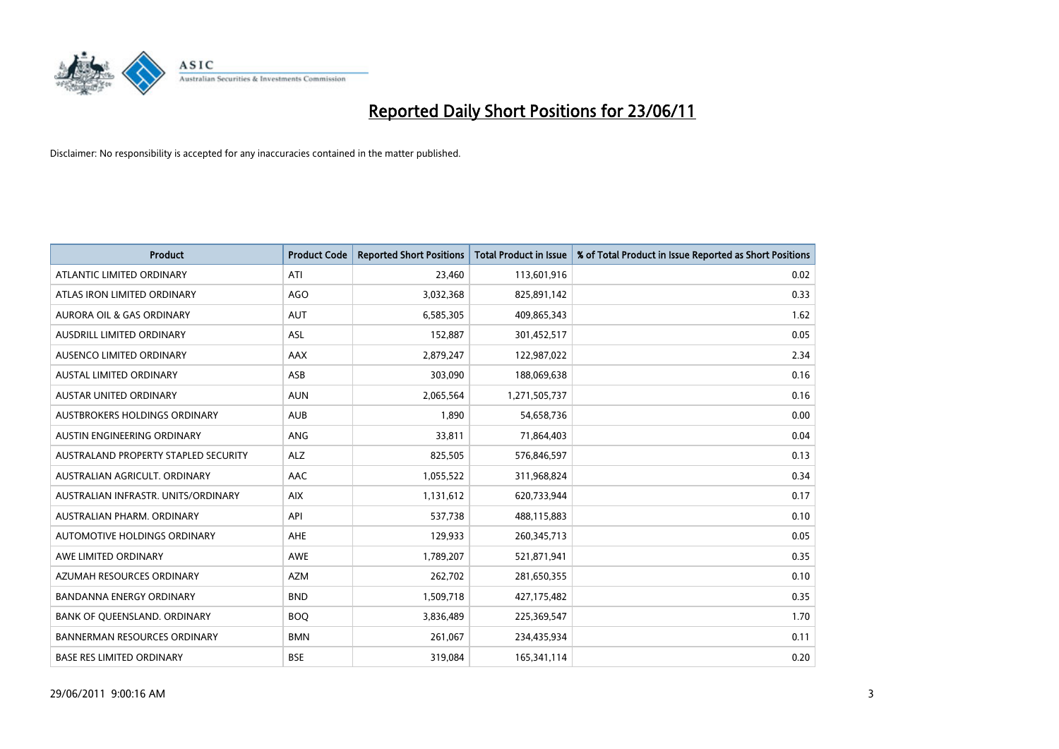# Reported Daily Short Positions for 23/06/11

Disclaimer: No responsibility is accepted for any inaccuracies contained in the matter published.

| Product | Product Code | Reported Short Positions | Total Product in Issue | % of Total Product in Issue Reported as Short Positions |
|---|---|---|---|---|
| ATLANTIC LIMITED ORDINARY | ATI | 23,460 | 113,601,916 | 0.02 |
| ATLAS IRON LIMITED ORDINARY | AGO | 3,032,368 | 825,891,142 | 0.33 |
| AURORA OIL & GAS ORDINARY | AUT | 6,585,305 | 409,865,343 | 1.62 |
| AUSDRILL LIMITED ORDINARY | ASL | 152,887 | 301,452,517 | 0.05 |
| AUSENCO LIMITED ORDINARY | AAX | 2,879,247 | 122,987,022 | 2.34 |
| AUSTAL LIMITED ORDINARY | ASB | 303,090 | 188,069,638 | 0.16 |
| AUSTAR UNITED ORDINARY | AUN | 2,065,564 | 1,271,505,737 | 0.16 |
| AUSTBROKERS HOLDINGS ORDINARY | AUB | 1,890 | 54,658,736 | 0.00 |
| AUSTIN ENGINEERING ORDINARY | ANG | 33,811 | 71,864,403 | 0.04 |
| AUSTRALAND PROPERTY STAPLED SECURITY | ALZ | 825,505 | 576,846,597 | 0.13 |
| AUSTRALIAN AGRICULT. ORDINARY | AAC | 1,055,522 | 311,968,824 | 0.34 |
| AUSTRALIAN INFRASTR. UNITS/ORDINARY | AIX | 1,131,612 | 620,733,944 | 0.17 |
| AUSTRALIAN PHARM. ORDINARY | API | 537,738 | 488,115,883 | 0.10 |
| AUTOMOTIVE HOLDINGS ORDINARY | AHE | 129,933 | 260,345,713 | 0.05 |
| AWE LIMITED ORDINARY | AWE | 1,789,207 | 521,871,941 | 0.35 |
| AZUMAH RESOURCES ORDINARY | AZM | 262,702 | 281,650,355 | 0.10 |
| BANDANNA ENERGY ORDINARY | BND | 1,509,718 | 427,175,482 | 0.35 |
| BANK OF QUEENSLAND. ORDINARY | BOQ | 3,836,489 | 225,369,547 | 1.70 |
| BANNERMAN RESOURCES ORDINARY | BMN | 261,067 | 234,435,934 | 0.11 |
| BASE RES LIMITED ORDINARY | BSE | 319,084 | 165,341,114 | 0.20 |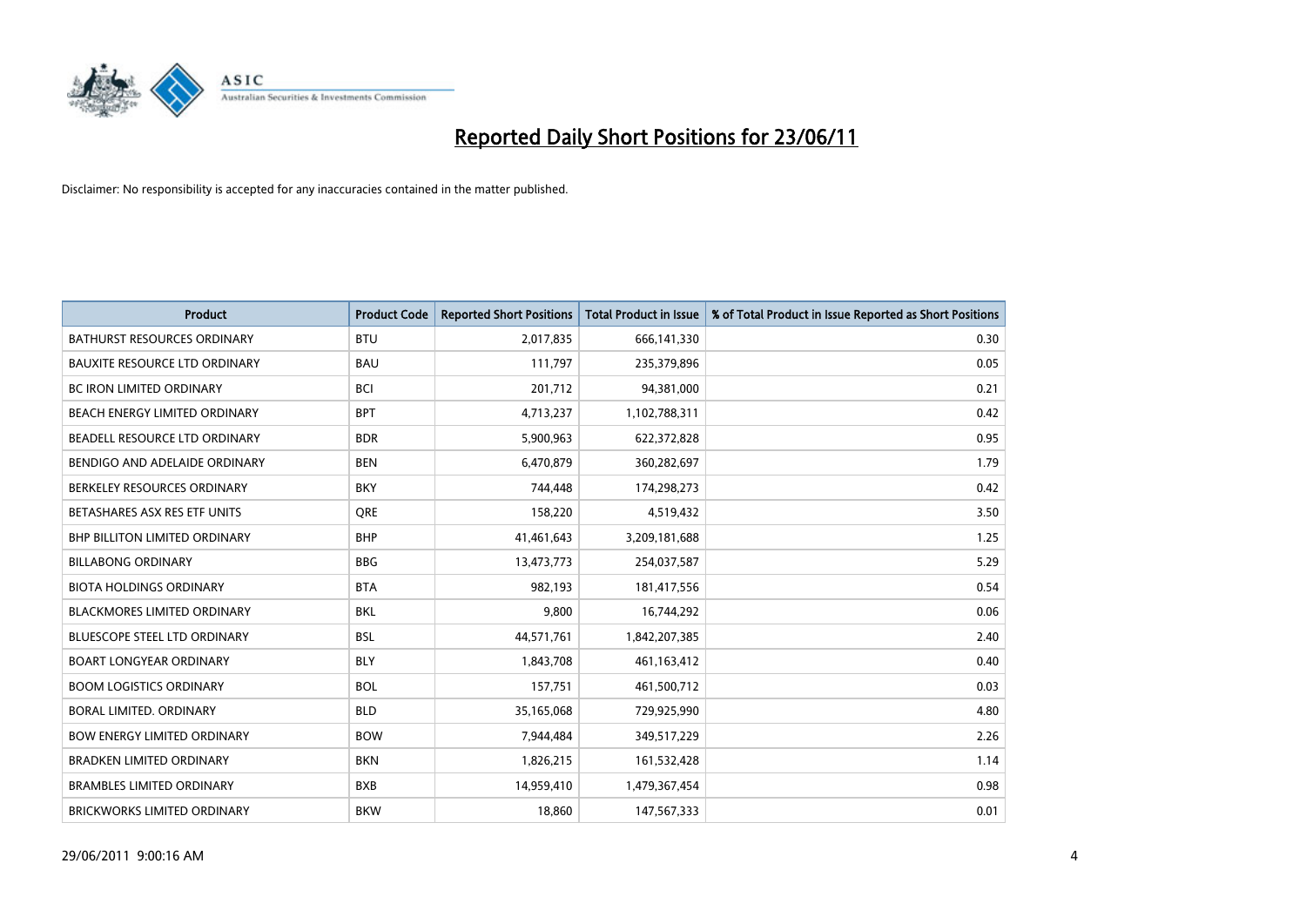# Reported Daily Short Positions for 23/06/11

Disclaimer: No responsibility is accepted for any inaccuracies contained in the matter published.

| Product | Product Code | Reported Short Positions | Total Product in Issue | % of Total Product in Issue Reported as Short Positions |
|---|---|---|---|---|
| BATHURST RESOURCES ORDINARY | BTU | 2,017,835 | 666,141,330 | 0.30 |
| BAUXITE RESOURCE LTD ORDINARY | BAU | 111,797 | 235,379,896 | 0.05 |
| BC IRON LIMITED ORDINARY | BCI | 201,712 | 94,381,000 | 0.21 |
| BEACH ENERGY LIMITED ORDINARY | BPT | 4,713,237 | 1,102,788,311 | 0.42 |
| BEADELL RESOURCE LTD ORDINARY | BDR | 5,900,963 | 622,372,828 | 0.95 |
| BENDIGO AND ADELAIDE ORDINARY | BEN | 6,470,879 | 360,282,697 | 1.79 |
| BERKELEY RESOURCES ORDINARY | BKY | 744,448 | 174,298,273 | 0.42 |
| BETASHARES ASX RES ETF UNITS | QRE | 158,220 | 4,519,432 | 3.50 |
| BHP BILLITON LIMITED ORDINARY | BHP | 41,461,643 | 3,209,181,688 | 1.25 |
| BILLABONG ORDINARY | BBG | 13,473,773 | 254,037,587 | 5.29 |
| BIOTA HOLDINGS ORDINARY | BTA | 982,193 | 181,417,556 | 0.54 |
| BLACKMORES LIMITED ORDINARY | BKL | 9,800 | 16,744,292 | 0.06 |
| BLUESCOPE STEEL LTD ORDINARY | BSL | 44,571,761 | 1,842,207,385 | 2.40 |
| BOART LONGYEAR ORDINARY | BLY | 1,843,708 | 461,163,412 | 0.40 |
| BOOM LOGISTICS ORDINARY | BOL | 157,751 | 461,500,712 | 0.03 |
| BORAL LIMITED. ORDINARY | BLD | 35,165,068 | 729,925,990 | 4.80 |
| BOW ENERGY LIMITED ORDINARY | BOW | 7,944,484 | 349,517,229 | 2.26 |
| BRADKEN LIMITED ORDINARY | BKN | 1,826,215 | 161,532,428 | 1.14 |
| BRAMBLES LIMITED ORDINARY | BXB | 14,959,410 | 1,479,367,454 | 0.98 |
| BRICKWORKS LIMITED ORDINARY | BKW | 18,860 | 147,567,333 | 0.01 |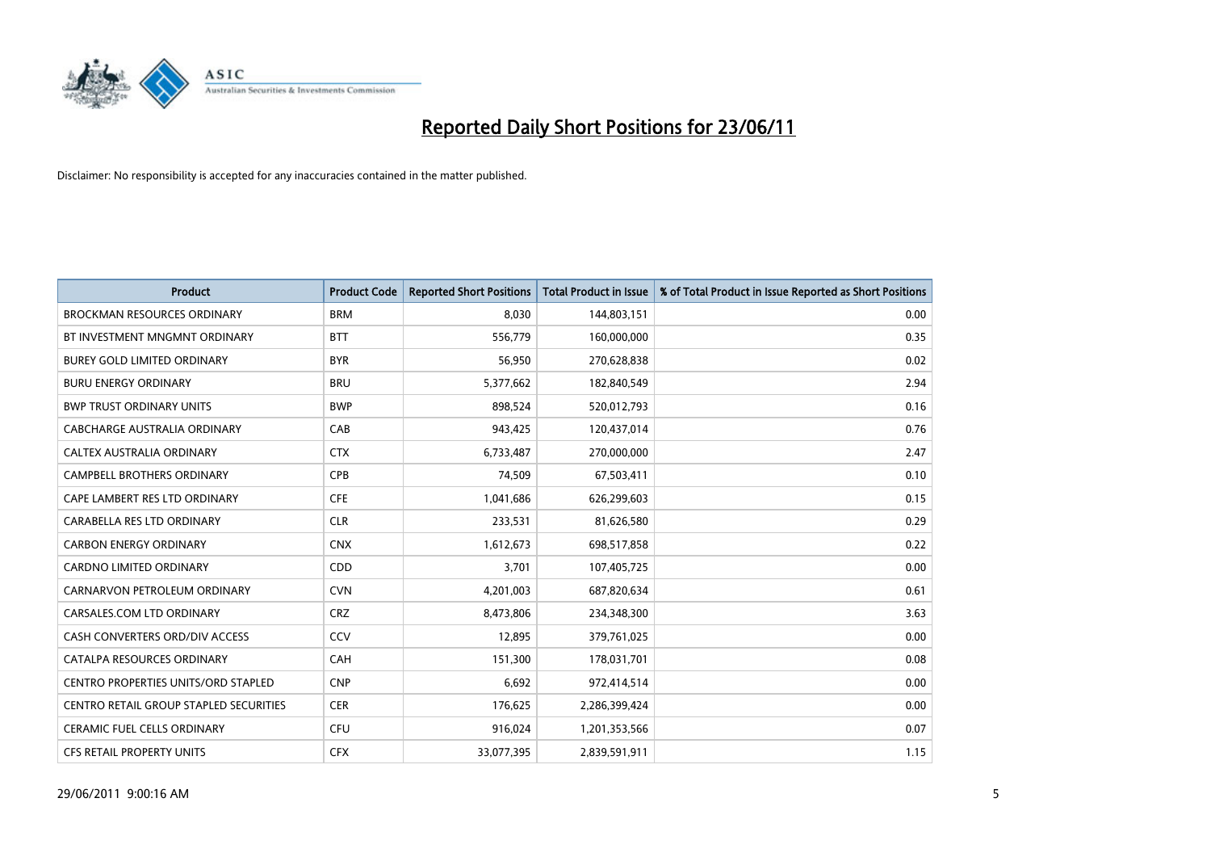# Reported Daily Short Positions for 23/06/11

Disclaimer: No responsibility is accepted for any inaccuracies contained in the matter published.

| Product | Product Code | Reported Short Positions | Total Product in Issue | % of Total Product in Issue Reported as Short Positions |
|---|---|---|---|---|
| BROCKMAN RESOURCES ORDINARY | BRM | 8,030 | 144,803,151 | 0.00 |
| BT INVESTMENT MNGMNT ORDINARY | BTT | 556,779 | 160,000,000 | 0.35 |
| BUREY GOLD LIMITED ORDINARY | BYR | 56,950 | 270,628,838 | 0.02 |
| BURU ENERGY ORDINARY | BRU | 5,377,662 | 182,840,549 | 2.94 |
| BWP TRUST ORDINARY UNITS | BWP | 898,524 | 520,012,793 | 0.16 |
| CABCHARGE AUSTRALIA ORDINARY | CAB | 943,425 | 120,437,014 | 0.76 |
| CALTEX AUSTRALIA ORDINARY | CTX | 6,733,487 | 270,000,000 | 2.47 |
| CAMPBELL BROTHERS ORDINARY | CPB | 74,509 | 67,503,411 | 0.10 |
| CAPE LAMBERT RES LTD ORDINARY | CFE | 1,041,686 | 626,299,603 | 0.15 |
| CARABELLA RES LTD ORDINARY | CLR | 233,531 | 81,626,580 | 0.29 |
| CARBON ENERGY ORDINARY | CNX | 1,612,673 | 698,517,858 | 0.22 |
| CARDNO LIMITED ORDINARY | CDD | 3,701 | 107,405,725 | 0.00 |
| CARNARVON PETROLEUM ORDINARY | CVN | 4,201,003 | 687,820,634 | 0.61 |
| CARSALES.COM LTD ORDINARY | CRZ | 8,473,806 | 234,348,300 | 3.63 |
| CASH CONVERTERS ORD/DIV ACCESS | CCV | 12,895 | 379,761,025 | 0.00 |
| CATALPA RESOURCES ORDINARY | CAH | 151,300 | 178,031,701 | 0.08 |
| CENTRO PROPERTIES UNITS/ORD STAPLED | CNP | 6,692 | 972,414,514 | 0.00 |
| CENTRO RETAIL GROUP STAPLED SECURITIES | CER | 176,625 | 2,286,399,424 | 0.00 |
| CERAMIC FUEL CELLS ORDINARY | CFU | 916,024 | 1,201,353,566 | 0.07 |
| CFS RETAIL PROPERTY UNITS | CFX | 33,077,395 | 2,839,591,911 | 1.15 |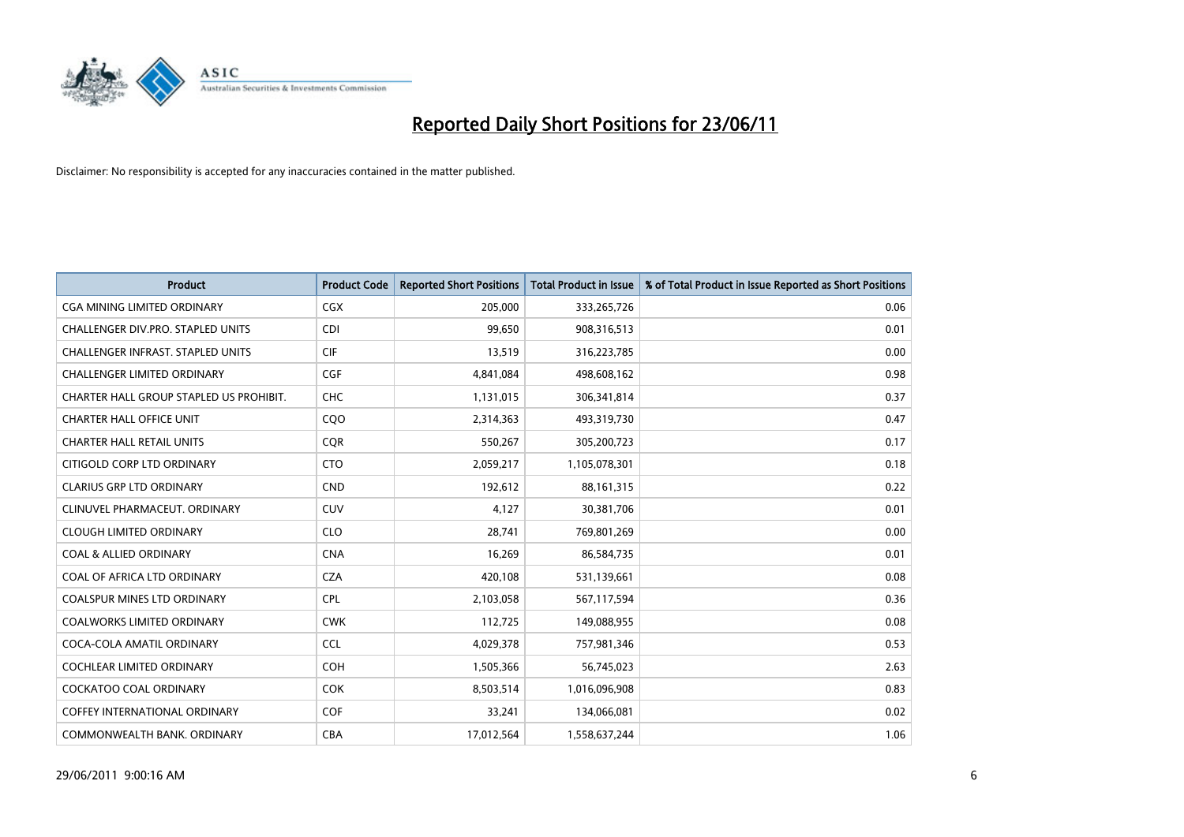# Reported Daily Short Positions for 23/06/11

Disclaimer: No responsibility is accepted for any inaccuracies contained in the matter published.

| Product | Product Code | Reported Short Positions | Total Product in Issue | % of Total Product in Issue Reported as Short Positions |
|---|---|---|---|---|
| CGA MINING LIMITED ORDINARY | CGX | 205,000 | 333,265,726 | 0.06 |
| CHALLENGER DIV.PRO. STAPLED UNITS | CDI | 99,650 | 908,316,513 | 0.01 |
| CHALLENGER INFRAST. STAPLED UNITS | CIF | 13,519 | 316,223,785 | 0.00 |
| CHALLENGER LIMITED ORDINARY | CGF | 4,841,084 | 498,608,162 | 0.98 |
| CHARTER HALL GROUP STAPLED US PROHIBIT. | CHC | 1,131,015 | 306,341,814 | 0.37 |
| CHARTER HALL OFFICE UNIT | CQO | 2,314,363 | 493,319,730 | 0.47 |
| CHARTER HALL RETAIL UNITS | CQR | 550,267 | 305,200,723 | 0.17 |
| CITIGOLD CORP LTD ORDINARY | CTO | 2,059,217 | 1,105,078,301 | 0.18 |
| CLARIUS GRP LTD ORDINARY | CND | 192,612 | 88,161,315 | 0.22 |
| CLINUVEL PHARMACEUT. ORDINARY | CUV | 4,127 | 30,381,706 | 0.01 |
| CLOUGH LIMITED ORDINARY | CLO | 28,741 | 769,801,269 | 0.00 |
| COAL & ALLIED ORDINARY | CNA | 16,269 | 86,584,735 | 0.01 |
| COAL OF AFRICA LTD ORDINARY | CZA | 420,108 | 531,139,661 | 0.08 |
| COALSPUR MINES LTD ORDINARY | CPL | 2,103,058 | 567,117,594 | 0.36 |
| COALWORKS LIMITED ORDINARY | CWK | 112,725 | 149,088,955 | 0.08 |
| COCA-COLA AMATIL ORDINARY | CCL | 4,029,378 | 757,981,346 | 0.53 |
| COCHLEAR LIMITED ORDINARY | COH | 1,505,366 | 56,745,023 | 2.63 |
| COCKATOO COAL ORDINARY | COK | 8,503,514 | 1,016,096,908 | 0.83 |
| COFFEY INTERNATIONAL ORDINARY | COF | 33,241 | 134,066,081 | 0.02 |
| COMMONWEALTH BANK. ORDINARY | CBA | 17,012,564 | 1,558,637,244 | 1.06 |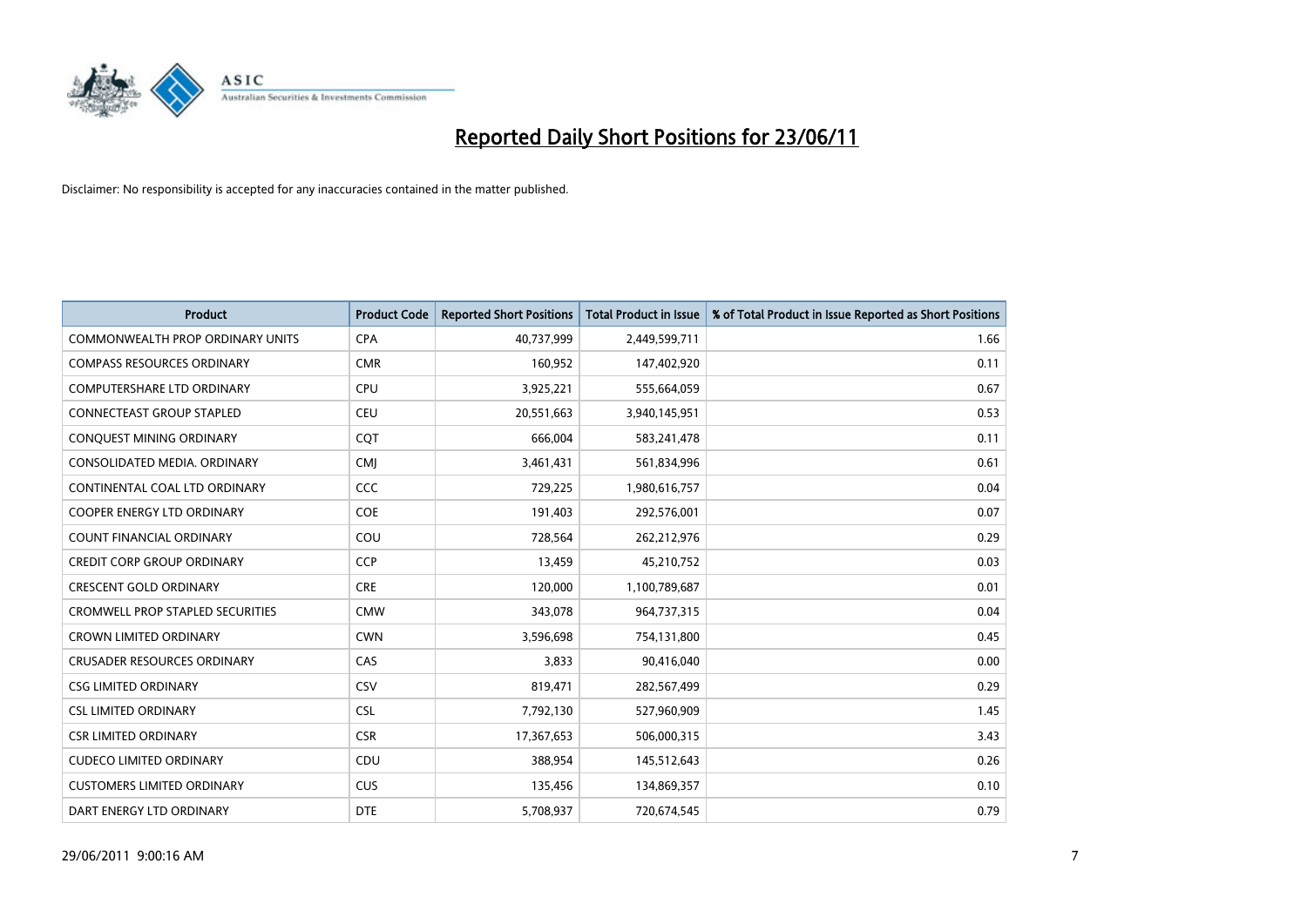# Reported Daily Short Positions for 23/06/11

Disclaimer: No responsibility is accepted for any inaccuracies contained in the matter published.

| Product | Product Code | Reported Short Positions | Total Product in Issue | % of Total Product in Issue Reported as Short Positions |
|---|---|---|---|---|
| COMMONWEALTH PROP ORDINARY UNITS | CPA | 40,737,999 | 2,449,599,711 | 1.66 |
| COMPASS RESOURCES ORDINARY | CMR | 160,952 | 147,402,920 | 0.11 |
| COMPUTERSHARE LTD ORDINARY | CPU | 3,925,221 | 555,664,059 | 0.67 |
| CONNECTEAST GROUP STAPLED | CEU | 20,551,663 | 3,940,145,951 | 0.53 |
| CONQUEST MINING ORDINARY | CQT | 666,004 | 583,241,478 | 0.11 |
| CONSOLIDATED MEDIA. ORDINARY | CMJ | 3,461,431 | 561,834,996 | 0.61 |
| CONTINENTAL COAL LTD ORDINARY | CCC | 729,225 | 1,980,616,757 | 0.04 |
| COOPER ENERGY LTD ORDINARY | COE | 191,403 | 292,576,001 | 0.07 |
| COUNT FINANCIAL ORDINARY | COU | 728,564 | 262,212,976 | 0.29 |
| CREDIT CORP GROUP ORDINARY | CCP | 13,459 | 45,210,752 | 0.03 |
| CRESCENT GOLD ORDINARY | CRE | 120,000 | 1,100,789,687 | 0.01 |
| CROMWELL PROP STAPLED SECURITIES | CMW | 343,078 | 964,737,315 | 0.04 |
| CROWN LIMITED ORDINARY | CWN | 3,596,698 | 754,131,800 | 0.45 |
| CRUSADER RESOURCES ORDINARY | CAS | 3,833 | 90,416,040 | 0.00 |
| CSG LIMITED ORDINARY | CSV | 819,471 | 282,567,499 | 0.29 |
| CSL LIMITED ORDINARY | CSL | 7,792,130 | 527,960,909 | 1.45 |
| CSR LIMITED ORDINARY | CSR | 17,367,653 | 506,000,315 | 3.43 |
| CUDECO LIMITED ORDINARY | CDU | 388,954 | 145,512,643 | 0.26 |
| CUSTOMERS LIMITED ORDINARY | CUS | 135,456 | 134,869,357 | 0.10 |
| DART ENERGY LTD ORDINARY | DTE | 5,708,937 | 720,674,545 | 0.79 |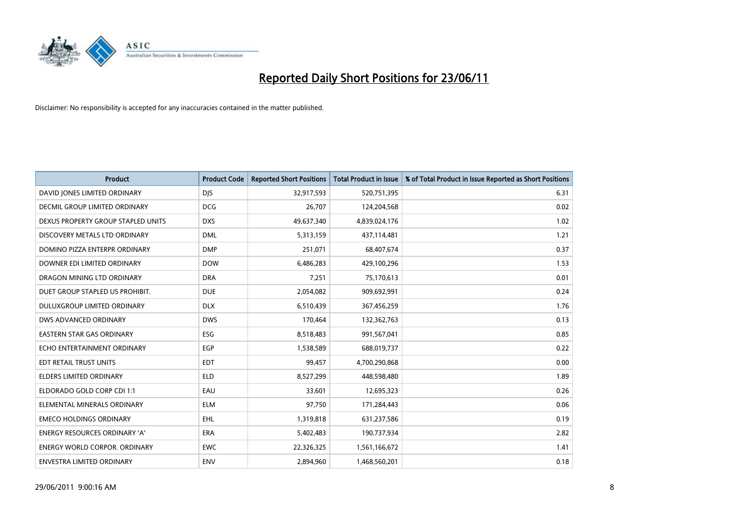# Reported Daily Short Positions for 23/06/11

Disclaimer: No responsibility is accepted for any inaccuracies contained in the matter published.

| Product | Product Code | Reported Short Positions | Total Product in Issue | % of Total Product in Issue Reported as Short Positions |
|---|---|---|---|---|
| DAVID JONES LIMITED ORDINARY | DJS | 32,917,593 | 520,751,395 | 6.31 |
| DECMIL GROUP LIMITED ORDINARY | DCG | 26,707 | 124,204,568 | 0.02 |
| DEXUS PROPERTY GROUP STAPLED UNITS | DXS | 49,637,340 | 4,839,024,176 | 1.02 |
| DISCOVERY METALS LTD ORDINARY | DML | 5,313,159 | 437,114,481 | 1.21 |
| DOMINO PIZZA ENTERPR ORDINARY | DMP | 251,071 | 68,407,674 | 0.37 |
| DOWNER EDI LIMITED ORDINARY | DOW | 6,486,283 | 429,100,296 | 1.53 |
| DRAGON MINING LTD ORDINARY | DRA | 7,251 | 75,170,613 | 0.01 |
| DUET GROUP STAPLED US PROHIBIT. | DUE | 2,054,082 | 909,692,991 | 0.24 |
| DULUXGROUP LIMITED ORDINARY | DLX | 6,510,439 | 367,456,259 | 1.76 |
| DWS ADVANCED ORDINARY | DWS | 170,464 | 132,362,763 | 0.13 |
| EASTERN STAR GAS ORDINARY | ESG | 8,518,483 | 991,567,041 | 0.85 |
| ECHO ENTERTAINMENT ORDINARY | EGP | 1,538,589 | 688,019,737 | 0.22 |
| EDT RETAIL TRUST UNITS | EDT | 99,457 | 4,700,290,868 | 0.00 |
| ELDERS LIMITED ORDINARY | ELD | 8,527,299 | 448,598,480 | 1.89 |
| ELDORADO GOLD CORP CDI 1:1 | EAU | 33,601 | 12,695,323 | 0.26 |
| ELEMENTAL MINERALS ORDINARY | ELM | 97,750 | 171,284,443 | 0.06 |
| EMECO HOLDINGS ORDINARY | EHL | 1,319,818 | 631,237,586 | 0.19 |
| ENERGY RESOURCES ORDINARY 'A' | ERA | 5,402,483 | 190,737,934 | 2.82 |
| ENERGY WORLD CORPOR. ORDINARY | EWC | 22,326,325 | 1,561,166,672 | 1.41 |
| ENVESTRA LIMITED ORDINARY | ENV | 2,894,960 | 1,468,560,201 | 0.18 |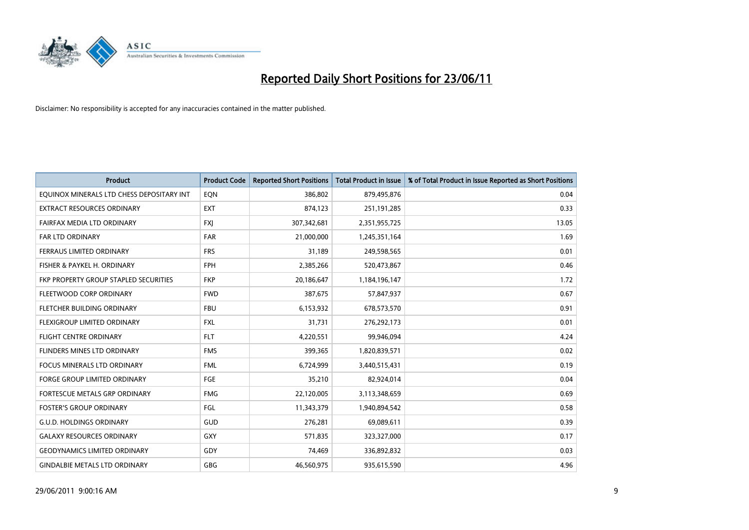# Reported Daily Short Positions for 23/06/11

Disclaimer: No responsibility is accepted for any inaccuracies contained in the matter published.

| Product | Product Code | Reported Short Positions | Total Product in Issue | % of Total Product in Issue Reported as Short Positions |
|---|---|---|---|---|
| EQUINOX MINERALS LTD CHESS DEPOSITARY INT | EQN | 386,802 | 879,495,876 | 0.04 |
| EXTRACT RESOURCES ORDINARY | EXT | 874,123 | 251,191,285 | 0.33 |
| FAIRFAX MEDIA LTD ORDINARY | FXJ | 307,342,681 | 2,351,955,725 | 13.05 |
| FAR LTD ORDINARY | FAR | 21,000,000 | 1,245,351,164 | 1.69 |
| FERRAUS LIMITED ORDINARY | FRS | 31,189 | 249,598,565 | 0.01 |
| FISHER & PAYKEL H. ORDINARY | FPH | 2,385,266 | 520,473,867 | 0.46 |
| FKP PROPERTY GROUP STAPLED SECURITIES | FKP | 20,186,647 | 1,184,196,147 | 1.72 |
| FLEETWOOD CORP ORDINARY | FWD | 387,675 | 57,847,937 | 0.67 |
| FLETCHER BUILDING ORDINARY | FBU | 6,153,932 | 678,573,570 | 0.91 |
| FLEXIGROUP LIMITED ORDINARY | FXL | 31,731 | 276,292,173 | 0.01 |
| FLIGHT CENTRE ORDINARY | FLT | 4,220,551 | 99,946,094 | 4.24 |
| FLINDERS MINES LTD ORDINARY | FMS | 399,365 | 1,820,839,571 | 0.02 |
| FOCUS MINERALS LTD ORDINARY | FML | 6,724,999 | 3,440,515,431 | 0.19 |
| FORGE GROUP LIMITED ORDINARY | FGE | 35,210 | 82,924,014 | 0.04 |
| FORTESCUE METALS GRP ORDINARY | FMG | 22,120,005 | 3,113,348,659 | 0.69 |
| FOSTER'S GROUP ORDINARY | FGL | 11,343,379 | 1,940,894,542 | 0.58 |
| G.U.D. HOLDINGS ORDINARY | GUD | 276,281 | 69,089,611 | 0.39 |
| GALAXY RESOURCES ORDINARY | GXY | 571,835 | 323,327,000 | 0.17 |
| GEODYNAMICS LIMITED ORDINARY | GDY | 74,469 | 336,892,832 | 0.03 |
| GINDALBIE METALS LTD ORDINARY | GBG | 46,560,975 | 935,615,590 | 4.96 |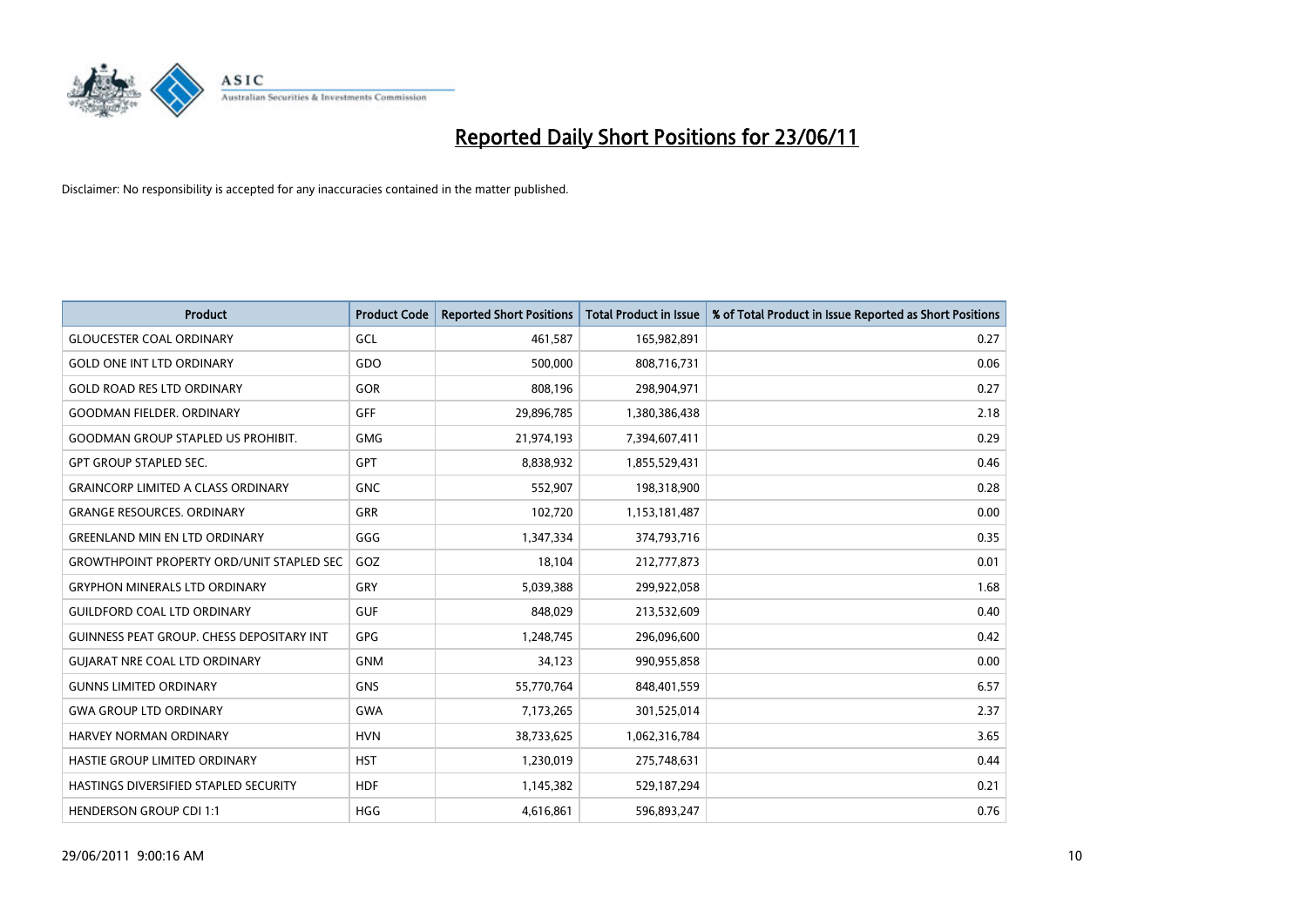# Reported Daily Short Positions for 23/06/11

Disclaimer: No responsibility is accepted for any inaccuracies contained in the matter published.

| Product | Product Code | Reported Short Positions | Total Product in Issue | % of Total Product in Issue Reported as Short Positions |
|---|---|---|---|---|
| GLOUCESTER COAL ORDINARY | GCL | 461,587 | 165,982,891 | 0.27 |
| GOLD ONE INT LTD ORDINARY | GDO | 500,000 | 808,716,731 | 0.06 |
| GOLD ROAD RES LTD ORDINARY | GOR | 808,196 | 298,904,971 | 0.27 |
| GOODMAN FIELDER. ORDINARY | GFF | 29,896,785 | 1,380,386,438 | 2.18 |
| GOODMAN GROUP STAPLED US PROHIBIT. | GMG | 21,974,193 | 7,394,607,411 | 0.29 |
| GPT GROUP STAPLED SEC. | GPT | 8,838,932 | 1,855,529,431 | 0.46 |
| GRAINCORP LIMITED A CLASS ORDINARY | GNC | 552,907 | 198,318,900 | 0.28 |
| GRANGE RESOURCES. ORDINARY | GRR | 102,720 | 1,153,181,487 | 0.00 |
| GREENLAND MIN EN LTD ORDINARY | GGG | 1,347,334 | 374,793,716 | 0.35 |
| GROWTHPOINT PROPERTY ORD/UNIT STAPLED SEC | GOZ | 18,104 | 212,777,873 | 0.01 |
| GRYPHON MINERALS LTD ORDINARY | GRY | 5,039,388 | 299,922,058 | 1.68 |
| GUILDFORD COAL LTD ORDINARY | GUF | 848,029 | 213,532,609 | 0.40 |
| GUINNESS PEAT GROUP. CHESS DEPOSITARY INT | GPG | 1,248,745 | 296,096,600 | 0.42 |
| GUJARAT NRE COAL LTD ORDINARY | GNM | 34,123 | 990,955,858 | 0.00 |
| GUNNS LIMITED ORDINARY | GNS | 55,770,764 | 848,401,559 | 6.57 |
| GWA GROUP LTD ORDINARY | GWA | 7,173,265 | 301,525,014 | 2.37 |
| HARVEY NORMAN ORDINARY | HVN | 38,733,625 | 1,062,316,784 | 3.65 |
| HASTIE GROUP LIMITED ORDINARY | HST | 1,230,019 | 275,748,631 | 0.44 |
| HASTINGS DIVERSIFIED STAPLED SECURITY | HDF | 1,145,382 | 529,187,294 | 0.21 |
| HENDERSON GROUP CDI 1:1 | HGG | 4,616,861 | 596,893,247 | 0.76 |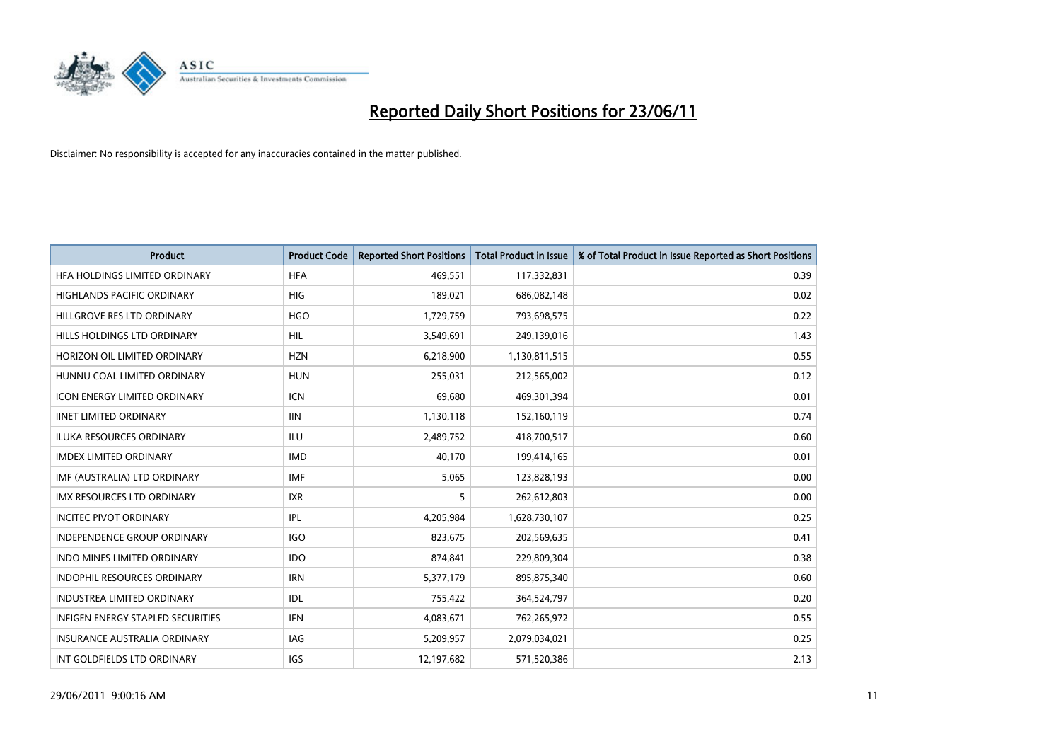# Reported Daily Short Positions for 23/06/11

Disclaimer: No responsibility is accepted for any inaccuracies contained in the matter published.

| Product | Product Code | Reported Short Positions | Total Product in Issue | % of Total Product in Issue Reported as Short Positions |
|---|---|---|---|---|
| HFA HOLDINGS LIMITED ORDINARY | HFA | 469,551 | 117,332,831 | 0.39 |
| HIGHLANDS PACIFIC ORDINARY | HIG | 189,021 | 686,082,148 | 0.02 |
| HILLGROVE RES LTD ORDINARY | HGO | 1,729,759 | 793,698,575 | 0.22 |
| HILLS HOLDINGS LTD ORDINARY | HIL | 3,549,691 | 249,139,016 | 1.43 |
| HORIZON OIL LIMITED ORDINARY | HZN | 6,218,900 | 1,130,811,515 | 0.55 |
| HUNNU COAL LIMITED ORDINARY | HUN | 255,031 | 212,565,002 | 0.12 |
| ICON ENERGY LIMITED ORDINARY | ICN | 69,680 | 469,301,394 | 0.01 |
| IINET LIMITED ORDINARY | IIN | 1,130,118 | 152,160,119 | 0.74 |
| ILUKA RESOURCES ORDINARY | ILU | 2,489,752 | 418,700,517 | 0.60 |
| IMDEX LIMITED ORDINARY | IMD | 40,170 | 199,414,165 | 0.01 |
| IMF (AUSTRALIA) LTD ORDINARY | IMF | 5,065 | 123,828,193 | 0.00 |
| IMX RESOURCES LTD ORDINARY | IXR | 5 | 262,612,803 | 0.00 |
| INCITEC PIVOT ORDINARY | IPL | 4,205,984 | 1,628,730,107 | 0.25 |
| INDEPENDENCE GROUP ORDINARY | IGO | 823,675 | 202,569,635 | 0.41 |
| INDO MINES LIMITED ORDINARY | IDO | 874,841 | 229,809,304 | 0.38 |
| INDOPHIL RESOURCES ORDINARY | IRN | 5,377,179 | 895,875,340 | 0.60 |
| INDUSTREA LIMITED ORDINARY | IDL | 755,422 | 364,524,797 | 0.20 |
| INFIGEN ENERGY STAPLED SECURITIES | IFN | 4,083,671 | 762,265,972 | 0.55 |
| INSURANCE AUSTRALIA ORDINARY | IAG | 5,209,957 | 2,079,034,021 | 0.25 |
| INT GOLDFIELDS LTD ORDINARY | IGS | 12,197,682 | 571,520,386 | 2.13 |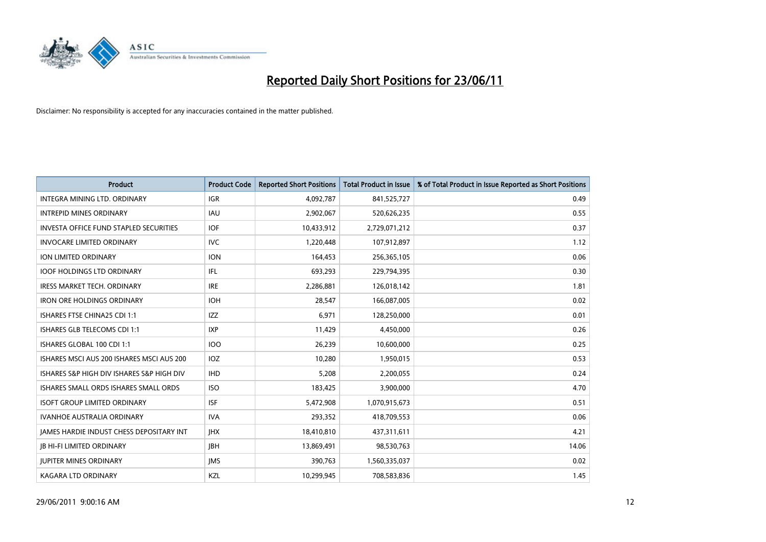# Reported Daily Short Positions for 23/06/11

Disclaimer: No responsibility is accepted for any inaccuracies contained in the matter published.

| Product | Product Code | Reported Short Positions | Total Product in Issue | % of Total Product in Issue Reported as Short Positions |
|---|---|---|---|---|
| INTEGRA MINING LTD. ORDINARY | IGR | 4,092,787 | 841,525,727 | 0.49 |
| INTREPID MINES ORDINARY | IAU | 2,902,067 | 520,626,235 | 0.55 |
| INVESTA OFFICE FUND STAPLED SECURITIES | IOF | 10,433,912 | 2,729,071,212 | 0.37 |
| INVOCARE LIMITED ORDINARY | IVC | 1,220,448 | 107,912,897 | 1.12 |
| ION LIMITED ORDINARY | ION | 164,453 | 256,365,105 | 0.06 |
| IOOF HOLDINGS LTD ORDINARY | IFL | 693,293 | 229,794,395 | 0.30 |
| IRESS MARKET TECH. ORDINARY | IRE | 2,286,881 | 126,018,142 | 1.81 |
| IRON ORE HOLDINGS ORDINARY | IOH | 28,547 | 166,087,005 | 0.02 |
| ISHARES FTSE CHINA25 CDI 1:1 | IZZ | 6,971 | 128,250,000 | 0.01 |
| ISHARES GLB TELECOMS CDI 1:1 | IXP | 11,429 | 4,450,000 | 0.26 |
| ISHARES GLOBAL 100 CDI 1:1 | IOO | 26,239 | 10,600,000 | 0.25 |
| ISHARES MSCI AUS 200 ISHARES MSCI AUS 200 | IOZ | 10,280 | 1,950,015 | 0.53 |
| ISHARES S&P HIGH DIV ISHARES S&P HIGH DIV | IHD | 5,208 | 2,200,055 | 0.24 |
| ISHARES SMALL ORDS ISHARES SMALL ORDS | ISO | 183,425 | 3,900,000 | 4.70 |
| ISOFT GROUP LIMITED ORDINARY | ISF | 5,472,908 | 1,070,915,673 | 0.51 |
| IVANHOE AUSTRALIA ORDINARY | IVA | 293,352 | 418,709,553 | 0.06 |
| JAMES HARDIE INDUST CHESS DEPOSITARY INT | JHX | 18,410,810 | 437,311,611 | 4.21 |
| JB HI-FI LIMITED ORDINARY | JBH | 13,869,491 | 98,530,763 | 14.06 |
| JUPITER MINES ORDINARY | JMS | 390,763 | 1,560,335,037 | 0.02 |
| KAGARA LTD ORDINARY | KZL | 10,299,945 | 708,583,836 | 1.45 |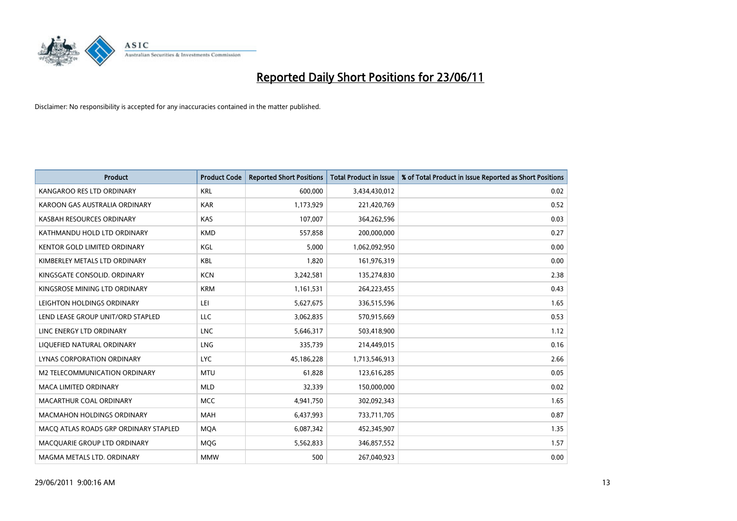# Reported Daily Short Positions for 23/06/11

Disclaimer: No responsibility is accepted for any inaccuracies contained in the matter published.

| Product | Product Code | Reported Short Positions | Total Product in Issue | % of Total Product in Issue Reported as Short Positions |
|---|---|---|---|---|
| KANGAROO RES LTD ORDINARY | KRL | 600,000 | 3,434,430,012 | 0.02 |
| KAROON GAS AUSTRALIA ORDINARY | KAR | 1,173,929 | 221,420,769 | 0.52 |
| KASBAH RESOURCES ORDINARY | KAS | 107,007 | 364,262,596 | 0.03 |
| KATHMANDU HOLD LTD ORDINARY | KMD | 557,858 | 200,000,000 | 0.27 |
| KENTOR GOLD LIMITED ORDINARY | KGL | 5,000 | 1,062,092,950 | 0.00 |
| KIMBERLEY METALS LTD ORDINARY | KBL | 1,820 | 161,976,319 | 0.00 |
| KINGSGATE CONSOLID. ORDINARY | KCN | 3,242,581 | 135,274,830 | 2.38 |
| KINGSROSE MINING LTD ORDINARY | KRM | 1,161,531 | 264,223,455 | 0.43 |
| LEIGHTON HOLDINGS ORDINARY | LEI | 5,627,675 | 336,515,596 | 1.65 |
| LEND LEASE GROUP UNIT/ORD STAPLED | LLC | 3,062,835 | 570,915,669 | 0.53 |
| LINC ENERGY LTD ORDINARY | LNC | 5,646,317 | 503,418,900 | 1.12 |
| LIQUEFIED NATURAL ORDINARY | LNG | 335,739 | 214,449,015 | 0.16 |
| LYNAS CORPORATION ORDINARY | LYC | 45,186,228 | 1,713,546,913 | 2.66 |
| M2 TELECOMMUNICATION ORDINARY | MTU | 61,828 | 123,616,285 | 0.05 |
| MACA LIMITED ORDINARY | MLD | 32,339 | 150,000,000 | 0.02 |
| MACARTHUR COAL ORDINARY | MCC | 4,941,750 | 302,092,343 | 1.65 |
| MACMAHON HOLDINGS ORDINARY | MAH | 6,437,993 | 733,711,705 | 0.87 |
| MACQ ATLAS ROADS GRP ORDINARY STAPLED | MQA | 6,087,342 | 452,345,907 | 1.35 |
| MACQUARIE GROUP LTD ORDINARY | MQG | 5,562,833 | 346,857,552 | 1.57 |
| MAGMA METALS LTD. ORDINARY | MMW | 500 | 267,040,923 | 0.00 |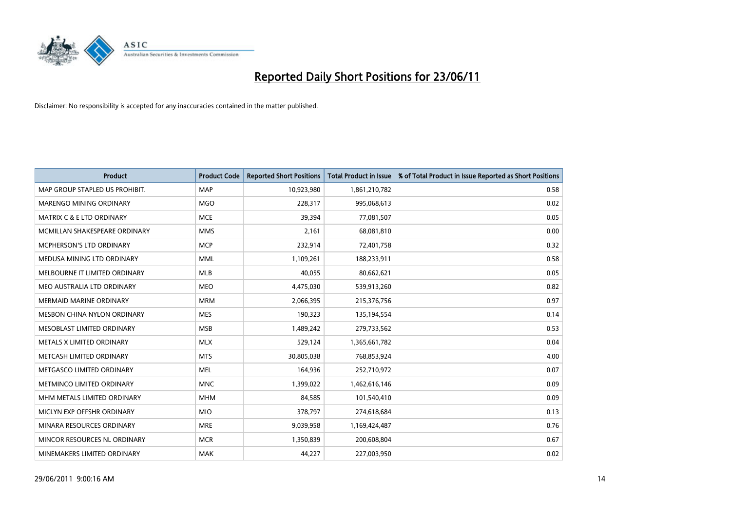# Reported Daily Short Positions for 23/06/11

Disclaimer: No responsibility is accepted for any inaccuracies contained in the matter published.

| Product | Product Code | Reported Short Positions | Total Product in Issue | % of Total Product in Issue Reported as Short Positions |
|---|---|---|---|---|
| MAP GROUP STAPLED US PROHIBIT. | MAP | 10,923,980 | 1,861,210,782 | 0.58 |
| MARENGO MINING ORDINARY | MGO | 228,317 | 995,068,613 | 0.02 |
| MATRIX C & E LTD ORDINARY | MCE | 39,394 | 77,081,507 | 0.05 |
| MCMILLAN SHAKESPEARE ORDINARY | MMS | 2,161 | 68,081,810 | 0.00 |
| MCPHERSON'S LTD ORDINARY | MCP | 232,914 | 72,401,758 | 0.32 |
| MEDUSA MINING LTD ORDINARY | MML | 1,109,261 | 188,233,911 | 0.58 |
| MELBOURNE IT LIMITED ORDINARY | MLB | 40,055 | 80,662,621 | 0.05 |
| MEO AUSTRALIA LTD ORDINARY | MEO | 4,475,030 | 539,913,260 | 0.82 |
| MERMAID MARINE ORDINARY | MRM | 2,066,395 | 215,376,756 | 0.97 |
| MESBON CHINA NYLON ORDINARY | MES | 190,323 | 135,194,554 | 0.14 |
| MESOBLAST LIMITED ORDINARY | MSB | 1,489,242 | 279,733,562 | 0.53 |
| METALS X LIMITED ORDINARY | MLX | 529,124 | 1,365,661,782 | 0.04 |
| METCASH LIMITED ORDINARY | MTS | 30,805,038 | 768,853,924 | 4.00 |
| METGASCO LIMITED ORDINARY | MEL | 164,936 | 252,710,972 | 0.07 |
| METMINCO LIMITED ORDINARY | MNC | 1,399,022 | 1,462,616,146 | 0.09 |
| MHM METALS LIMITED ORDINARY | MHM | 84,585 | 101,540,410 | 0.09 |
| MICLYN EXP OFFSHR ORDINARY | MIO | 378,797 | 274,618,684 | 0.13 |
| MINARA RESOURCES ORDINARY | MRE | 9,039,958 | 1,169,424,487 | 0.76 |
| MINCOR RESOURCES NL ORDINARY | MCR | 1,350,839 | 200,608,804 | 0.67 |
| MINEMAKERS LIMITED ORDINARY | MAK | 44,227 | 227,003,950 | 0.02 |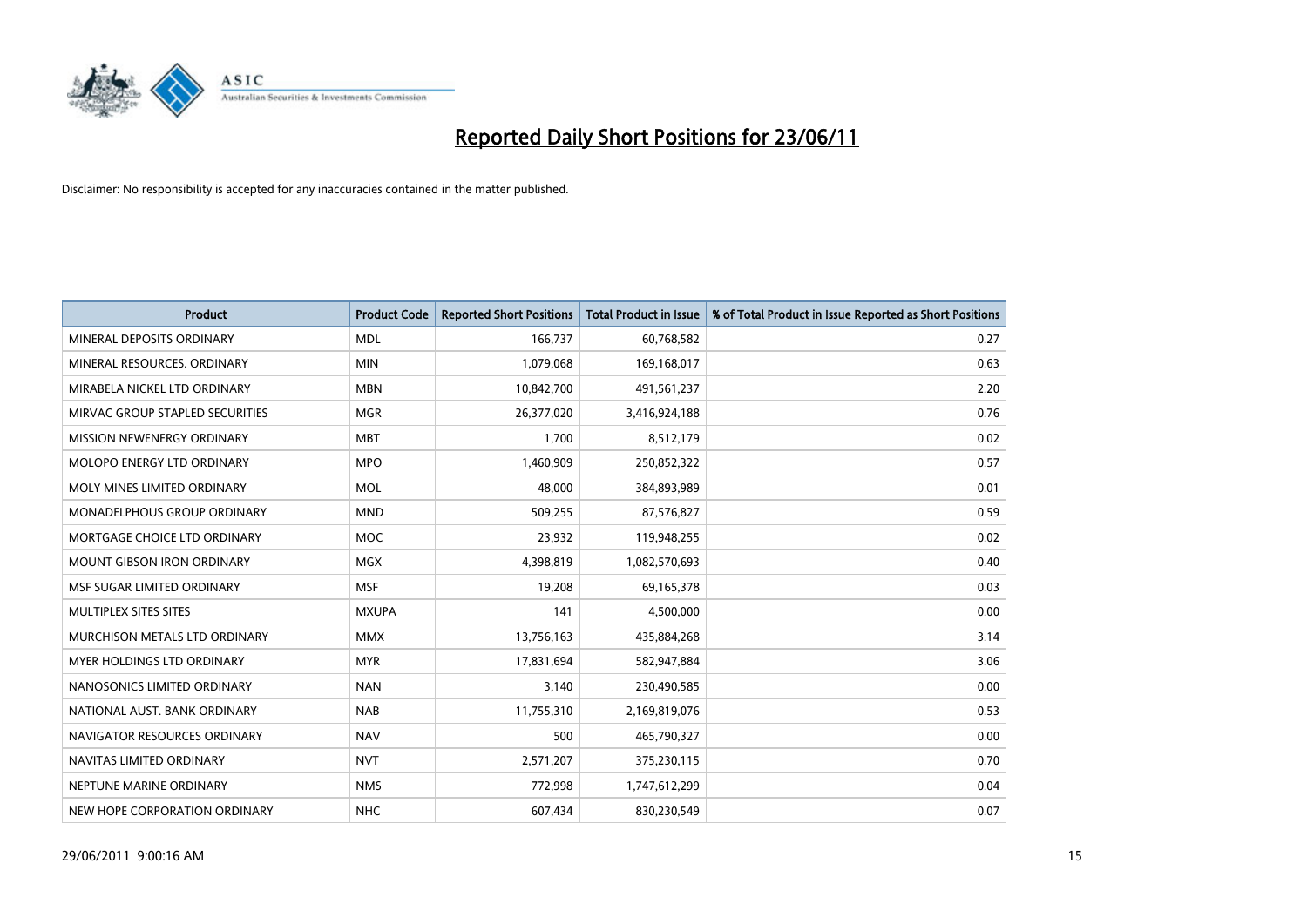# Reported Daily Short Positions for 23/06/11

Disclaimer: No responsibility is accepted for any inaccuracies contained in the matter published.

| Product | Product Code | Reported Short Positions | Total Product in Issue | % of Total Product in Issue Reported as Short Positions |
|---|---|---|---|---|
| MINERAL DEPOSITS ORDINARY | MDL | 166,737 | 60,768,582 | 0.27 |
| MINERAL RESOURCES. ORDINARY | MIN | 1,079,068 | 169,168,017 | 0.63 |
| MIRABELA NICKEL LTD ORDINARY | MBN | 10,842,700 | 491,561,237 | 2.20 |
| MIRVAC GROUP STAPLED SECURITIES | MGR | 26,377,020 | 3,416,924,188 | 0.76 |
| MISSION NEWENERGY ORDINARY | MBT | 1,700 | 8,512,179 | 0.02 |
| MOLOPO ENERGY LTD ORDINARY | MPO | 1,460,909 | 250,852,322 | 0.57 |
| MOLY MINES LIMITED ORDINARY | MOL | 48,000 | 384,893,989 | 0.01 |
| MONADELPHOUS GROUP ORDINARY | MND | 509,255 | 87,576,827 | 0.59 |
| MORTGAGE CHOICE LTD ORDINARY | MOC | 23,932 | 119,948,255 | 0.02 |
| MOUNT GIBSON IRON ORDINARY | MGX | 4,398,819 | 1,082,570,693 | 0.40 |
| MSF SUGAR LIMITED ORDINARY | MSF | 19,208 | 69,165,378 | 0.03 |
| MULTIPLEX SITES SITES | MXUPA | 141 | 4,500,000 | 0.00 |
| MURCHISON METALS LTD ORDINARY | MMX | 13,756,163 | 435,884,268 | 3.14 |
| MYER HOLDINGS LTD ORDINARY | MYR | 17,831,694 | 582,947,884 | 3.06 |
| NANOSONICS LIMITED ORDINARY | NAN | 3,140 | 230,490,585 | 0.00 |
| NATIONAL AUST. BANK ORDINARY | NAB | 11,755,310 | 2,169,819,076 | 0.53 |
| NAVIGATOR RESOURCES ORDINARY | NAV | 500 | 465,790,327 | 0.00 |
| NAVITAS LIMITED ORDINARY | NVT | 2,571,207 | 375,230,115 | 0.70 |
| NEPTUNE MARINE ORDINARY | NMS | 772,998 | 1,747,612,299 | 0.04 |
| NEW HOPE CORPORATION ORDINARY | NHC | 607,434 | 830,230,549 | 0.07 |

29/06/2011 9:00:16 AM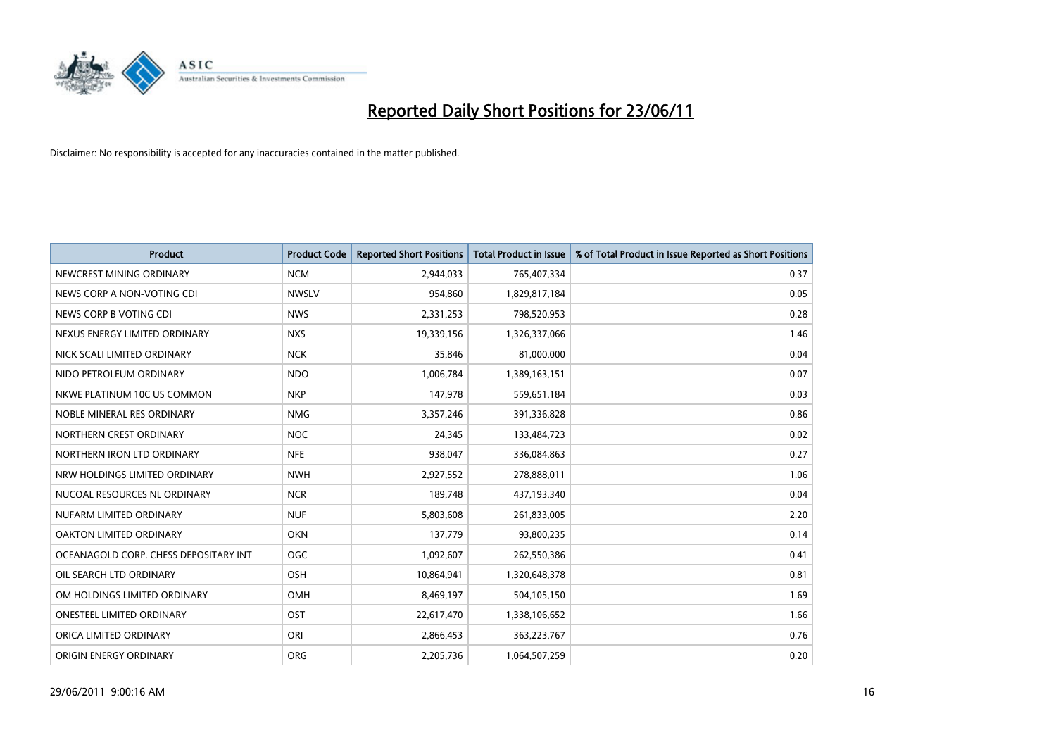# Reported Daily Short Positions for 23/06/11

Disclaimer: No responsibility is accepted for any inaccuracies contained in the matter published.

| Product | Product Code | Reported Short Positions | Total Product in Issue | % of Total Product in Issue Reported as Short Positions |
|---|---|---|---|---|
| NEWCREST MINING ORDINARY | NCM | 2,944,033 | 765,407,334 | 0.37 |
| NEWS CORP A NON-VOTING CDI | NWSLV | 954,860 | 1,829,817,184 | 0.05 |
| NEWS CORP B VOTING CDI | NWS | 2,331,253 | 798,520,953 | 0.28 |
| NEXUS ENERGY LIMITED ORDINARY | NXS | 19,339,156 | 1,326,337,066 | 1.46 |
| NICK SCALI LIMITED ORDINARY | NCK | 35,846 | 81,000,000 | 0.04 |
| NIDO PETROLEUM ORDINARY | NDO | 1,006,784 | 1,389,163,151 | 0.07 |
| NKWE PLATINUM 10C US COMMON | NKP | 147,978 | 559,651,184 | 0.03 |
| NOBLE MINERAL RES ORDINARY | NMG | 3,357,246 | 391,336,828 | 0.86 |
| NORTHERN CREST ORDINARY | NOC | 24,345 | 133,484,723 | 0.02 |
| NORTHERN IRON LTD ORDINARY | NFE | 938,047 | 336,084,863 | 0.27 |
| NRW HOLDINGS LIMITED ORDINARY | NWH | 2,927,552 | 278,888,011 | 1.06 |
| NUCOAL RESOURCES NL ORDINARY | NCR | 189,748 | 437,193,340 | 0.04 |
| NUFARM LIMITED ORDINARY | NUF | 5,803,608 | 261,833,005 | 2.20 |
| OAKTON LIMITED ORDINARY | OKN | 137,779 | 93,800,235 | 0.14 |
| OCEANAGOLD CORP. CHESS DEPOSITARY INT | OGC | 1,092,607 | 262,550,386 | 0.41 |
| OIL SEARCH LTD ORDINARY | OSH | 10,864,941 | 1,320,648,378 | 0.81 |
| OM HOLDINGS LIMITED ORDINARY | OMH | 8,469,197 | 504,105,150 | 1.69 |
| ONESTEEL LIMITED ORDINARY | OST | 22,617,470 | 1,338,106,652 | 1.66 |
| ORICA LIMITED ORDINARY | ORI | 2,866,453 | 363,223,767 | 0.76 |
| ORIGIN ENERGY ORDINARY | ORG | 2,205,736 | 1,064,507,259 | 0.20 |

29/06/2011 9:00:16 AM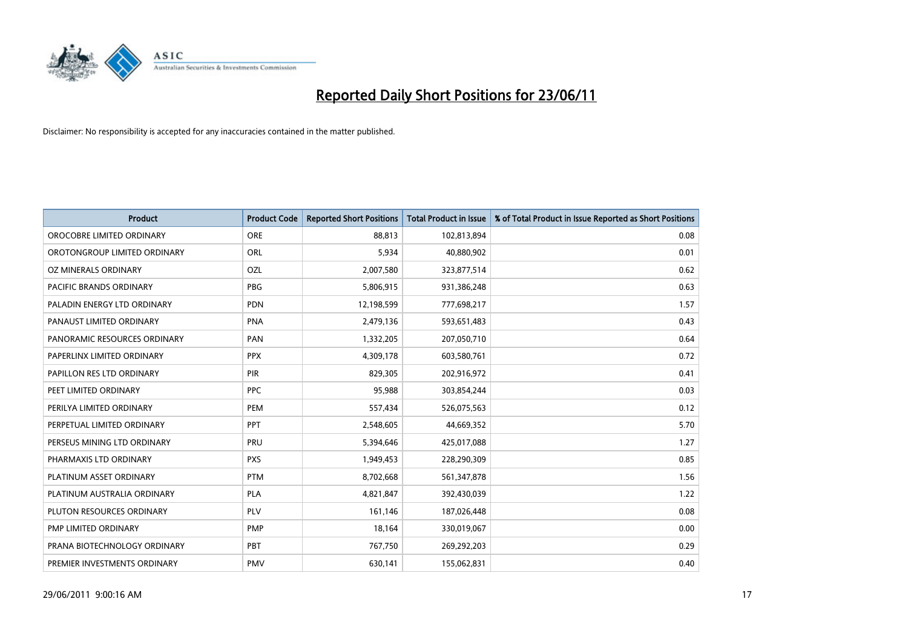# Reported Daily Short Positions for 23/06/11

Disclaimer: No responsibility is accepted for any inaccuracies contained in the matter published.

| Product | Product Code | Reported Short Positions | Total Product in Issue | % of Total Product in Issue Reported as Short Positions |
|---|---|---|---|---|
| OROCOBRE LIMITED ORDINARY | ORE | 88,813 | 102,813,894 | 0.08 |
| OROTONGROUP LIMITED ORDINARY | ORL | 5,934 | 40,880,902 | 0.01 |
| OZ MINERALS ORDINARY | OZL | 2,007,580 | 323,877,514 | 0.62 |
| PACIFIC BRANDS ORDINARY | PBG | 5,806,915 | 931,386,248 | 0.63 |
| PALADIN ENERGY LTD ORDINARY | PDN | 12,198,599 | 777,698,217 | 1.57 |
| PANAUST LIMITED ORDINARY | PNA | 2,479,136 | 593,651,483 | 0.43 |
| PANORAMIC RESOURCES ORDINARY | PAN | 1,332,205 | 207,050,710 | 0.64 |
| PAPERLINX LIMITED ORDINARY | PPX | 4,309,178 | 603,580,761 | 0.72 |
| PAPILLON RES LTD ORDINARY | PIR | 829,305 | 202,916,972 | 0.41 |
| PEET LIMITED ORDINARY | PPC | 95,988 | 303,854,244 | 0.03 |
| PERILYA LIMITED ORDINARY | PEM | 557,434 | 526,075,563 | 0.12 |
| PERPETUAL LIMITED ORDINARY | PPT | 2,548,605 | 44,669,352 | 5.70 |
| PERSEUS MINING LTD ORDINARY | PRU | 5,394,646 | 425,017,088 | 1.27 |
| PHARMAXIS LTD ORDINARY | PXS | 1,949,453 | 228,290,309 | 0.85 |
| PLATINUM ASSET ORDINARY | PTM | 8,702,668 | 561,347,878 | 1.56 |
| PLATINUM AUSTRALIA ORDINARY | PLA | 4,821,847 | 392,430,039 | 1.22 |
| PLUTON RESOURCES ORDINARY | PLV | 161,146 | 187,026,448 | 0.08 |
| PMP LIMITED ORDINARY | PMP | 18,164 | 330,019,067 | 0.00 |
| PRANA BIOTECHNOLOGY ORDINARY | PBT | 767,750 | 269,292,203 | 0.29 |
| PREMIER INVESTMENTS ORDINARY | PMV | 630,141 | 155,062,831 | 0.40 |

29/06/2011 9:00:16 AM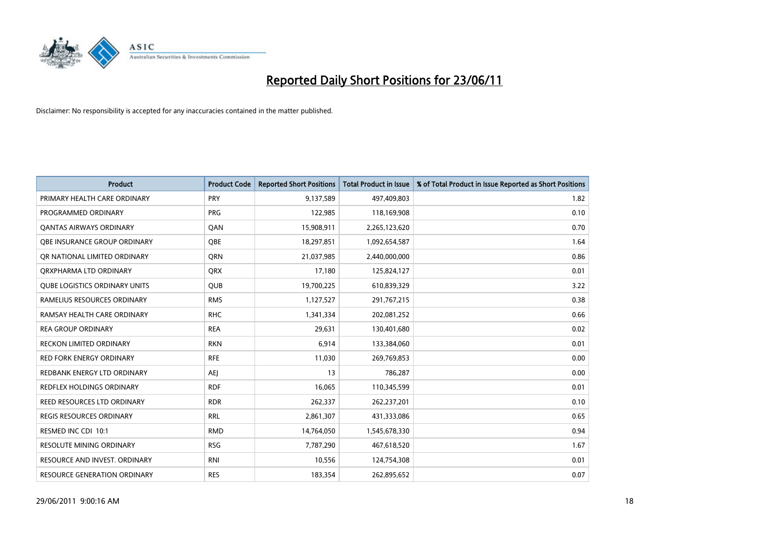# Reported Daily Short Positions for 23/06/11

Disclaimer: No responsibility is accepted for any inaccuracies contained in the matter published.

| Product | Product Code | Reported Short Positions | Total Product in Issue | % of Total Product in Issue Reported as Short Positions |
|---|---|---|---|---|
| PRIMARY HEALTH CARE ORDINARY | PRY | 9,137,589 | 497,409,803 | 1.82 |
| PROGRAMMED ORDINARY | PRG | 122,985 | 118,169,908 | 0.10 |
| QANTAS AIRWAYS ORDINARY | QAN | 15,908,911 | 2,265,123,620 | 0.70 |
| QBE INSURANCE GROUP ORDINARY | QBE | 18,297,851 | 1,092,654,587 | 1.64 |
| QR NATIONAL LIMITED ORDINARY | QRN | 21,037,985 | 2,440,000,000 | 0.86 |
| QRXPHARMA LTD ORDINARY | QRX | 17,180 | 125,824,127 | 0.01 |
| QUBE LOGISTICS ORDINARY UNITS | QUB | 19,700,225 | 610,839,329 | 3.22 |
| RAMELIUS RESOURCES ORDINARY | RMS | 1,127,527 | 291,767,215 | 0.38 |
| RAMSAY HEALTH CARE ORDINARY | RHC | 1,341,334 | 202,081,252 | 0.66 |
| REA GROUP ORDINARY | REA | 29,631 | 130,401,680 | 0.02 |
| RECKON LIMITED ORDINARY | RKN | 6,914 | 133,384,060 | 0.01 |
| RED FORK ENERGY ORDINARY | RFE | 11,030 | 269,769,853 | 0.00 |
| REDBANK ENERGY LTD ORDINARY | AEJ | 13 | 786,287 | 0.00 |
| REDFLEX HOLDINGS ORDINARY | RDF | 16,065 | 110,345,599 | 0.01 |
| REED RESOURCES LTD ORDINARY | RDR | 262,337 | 262,237,201 | 0.10 |
| REGIS RESOURCES ORDINARY | RRL | 2,861,307 | 431,333,086 | 0.65 |
| RESMED INC CDI 10:1 | RMD | 14,764,050 | 1,545,678,330 | 0.94 |
| RESOLUTE MINING ORDINARY | RSG | 7,787,290 | 467,618,520 | 1.67 |
| RESOURCE AND INVEST. ORDINARY | RNI | 10,556 | 124,754,308 | 0.01 |
| RESOURCE GENERATION ORDINARY | RES | 183,354 | 262,895,652 | 0.07 |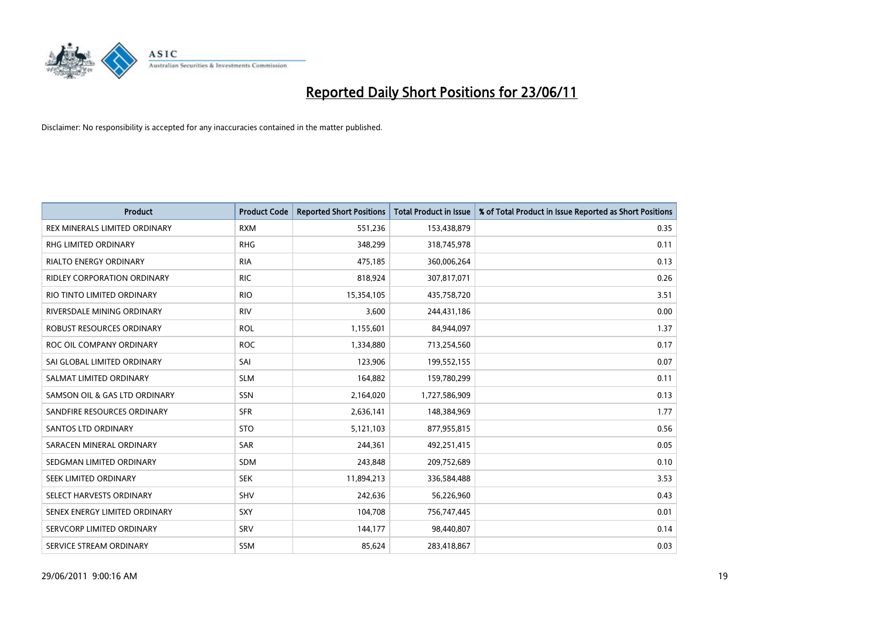# Reported Daily Short Positions for 23/06/11

Disclaimer: No responsibility is accepted for any inaccuracies contained in the matter published.

| Product | Product Code | Reported Short Positions | Total Product in Issue | % of Total Product in Issue Reported as Short Positions |
|---|---|---|---|---|
| REX MINERALS LIMITED ORDINARY | RXM | 551,236 | 153,438,879 | 0.35 |
| RHG LIMITED ORDINARY | RHG | 348,299 | 318,745,978 | 0.11 |
| RIALTO ENERGY ORDINARY | RIA | 475,185 | 360,006,264 | 0.13 |
| RIDLEY CORPORATION ORDINARY | RIC | 818,924 | 307,817,071 | 0.26 |
| RIO TINTO LIMITED ORDINARY | RIO | 15,354,105 | 435,758,720 | 3.51 |
| RIVERSDALE MINING ORDINARY | RIV | 3,600 | 244,431,186 | 0.00 |
| ROBUST RESOURCES ORDINARY | ROL | 1,155,601 | 84,944,097 | 1.37 |
| ROC OIL COMPANY ORDINARY | ROC | 1,334,880 | 713,254,560 | 0.17 |
| SAI GLOBAL LIMITED ORDINARY | SAI | 123,906 | 199,552,155 | 0.07 |
| SALMAT LIMITED ORDINARY | SLM | 164,882 | 159,780,299 | 0.11 |
| SAMSON OIL & GAS LTD ORDINARY | SSN | 2,164,020 | 1,727,586,909 | 0.13 |
| SANDFIRE RESOURCES ORDINARY | SFR | 2,636,141 | 148,384,969 | 1.77 |
| SANTOS LTD ORDINARY | STO | 5,121,103 | 877,955,815 | 0.56 |
| SARACEN MINERAL ORDINARY | SAR | 244,361 | 492,251,415 | 0.05 |
| SEDGMAN LIMITED ORDINARY | SDM | 243,848 | 209,752,689 | 0.10 |
| SEEK LIMITED ORDINARY | SEK | 11,894,213 | 336,584,488 | 3.53 |
| SELECT HARVESTS ORDINARY | SHV | 242,636 | 56,226,960 | 0.43 |
| SENEX ENERGY LIMITED ORDINARY | SXY | 104,708 | 756,747,445 | 0.01 |
| SERVCORP LIMITED ORDINARY | SRV | 144,177 | 98,440,807 | 0.14 |
| SERVICE STREAM ORDINARY | SSM | 85,624 | 283,418,867 | 0.03 |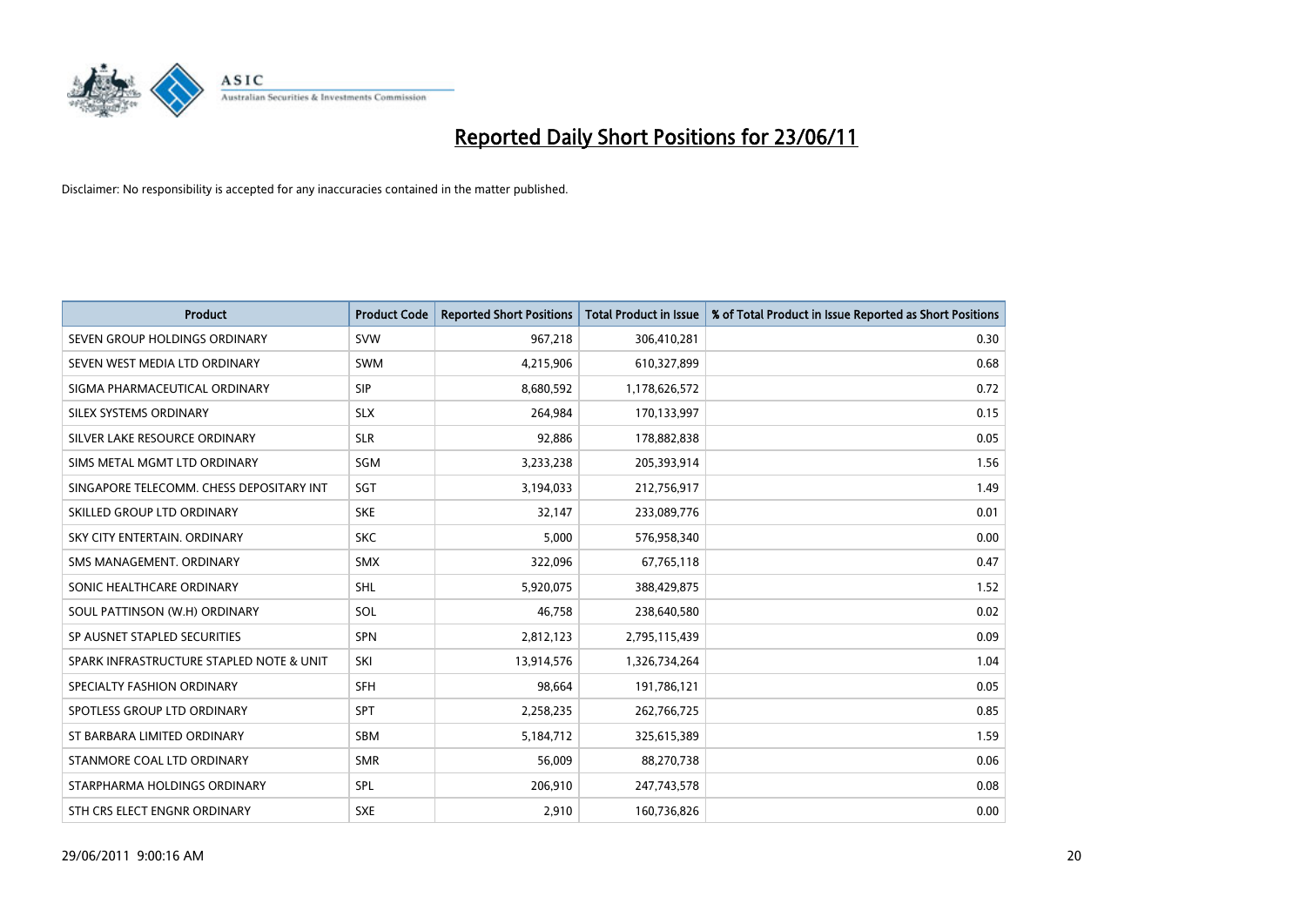# Reported Daily Short Positions for 23/06/11

Disclaimer: No responsibility is accepted for any inaccuracies contained in the matter published.

| Product | Product Code | Reported Short Positions | Total Product in Issue | % of Total Product in Issue Reported as Short Positions |
|---|---|---|---|---|
| SEVEN GROUP HOLDINGS ORDINARY | SVW | 967,218 | 306,410,281 | 0.30 |
| SEVEN WEST MEDIA LTD ORDINARY | SWM | 4,215,906 | 610,327,899 | 0.68 |
| SIGMA PHARMACEUTICAL ORDINARY | SIP | 8,680,592 | 1,178,626,572 | 0.72 |
| SILEX SYSTEMS ORDINARY | SLX | 264,984 | 170,133,997 | 0.15 |
| SILVER LAKE RESOURCE ORDINARY | SLR | 92,886 | 178,882,838 | 0.05 |
| SIMS METAL MGMT LTD ORDINARY | SGM | 3,233,238 | 205,393,914 | 1.56 |
| SINGAPORE TELECOMM. CHESS DEPOSITARY INT | SGT | 3,194,033 | 212,756,917 | 1.49 |
| SKILLED GROUP LTD ORDINARY | SKE | 32,147 | 233,089,776 | 0.01 |
| SKY CITY ENTERTAIN. ORDINARY | SKC | 5,000 | 576,958,340 | 0.00 |
| SMS MANAGEMENT. ORDINARY | SMX | 322,096 | 67,765,118 | 0.47 |
| SONIC HEALTHCARE ORDINARY | SHL | 5,920,075 | 388,429,875 | 1.52 |
| SOUL PATTINSON (W.H) ORDINARY | SOL | 46,758 | 238,640,580 | 0.02 |
| SP AUSNET STAPLED SECURITIES | SPN | 2,812,123 | 2,795,115,439 | 0.09 |
| SPARK INFRASTRUCTURE STAPLED NOTE & UNIT | SKI | 13,914,576 | 1,326,734,264 | 1.04 |
| SPECIALTY FASHION ORDINARY | SFH | 98,664 | 191,786,121 | 0.05 |
| SPOTLESS GROUP LTD ORDINARY | SPT | 2,258,235 | 262,766,725 | 0.85 |
| ST BARBARA LIMITED ORDINARY | SBM | 5,184,712 | 325,615,389 | 1.59 |
| STANMORE COAL LTD ORDINARY | SMR | 56,009 | 88,270,738 | 0.06 |
| STARPHARMA HOLDINGS ORDINARY | SPL | 206,910 | 247,743,578 | 0.08 |
| STH CRS ELECT ENGNR ORDINARY | SXE | 2,910 | 160,736,826 | 0.00 |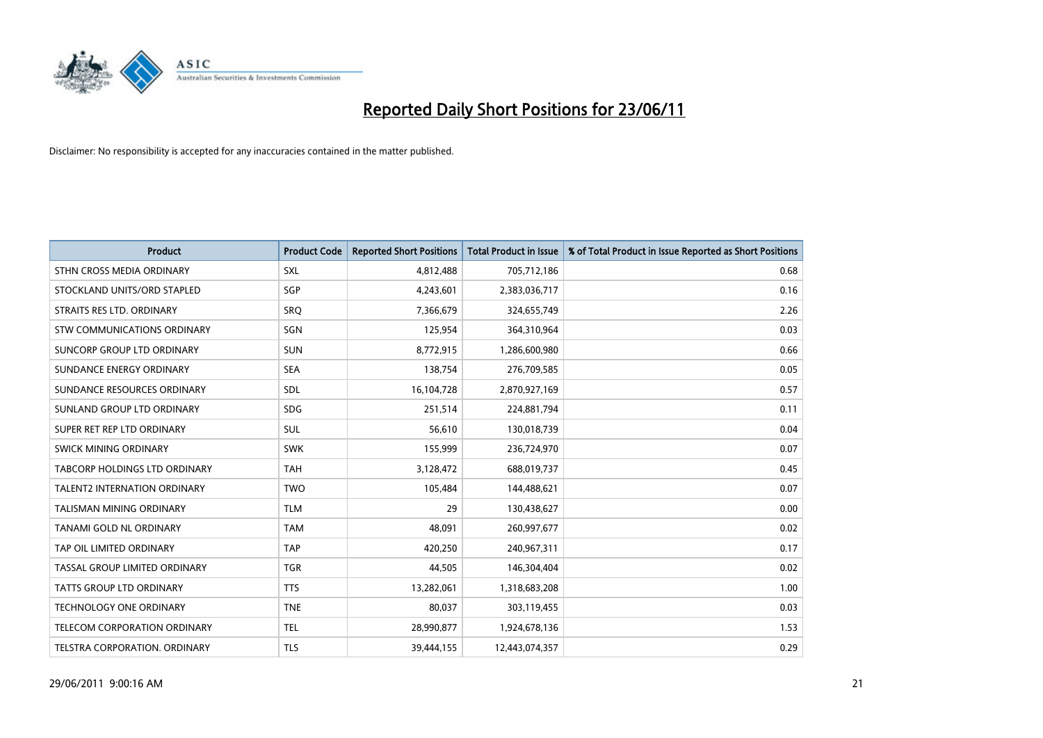# Reported Daily Short Positions for 23/06/11

Disclaimer: No responsibility is accepted for any inaccuracies contained in the matter published.

| Product | Product Code | Reported Short Positions | Total Product in Issue | % of Total Product in Issue Reported as Short Positions |
|---|---|---|---|---|
| STHN CROSS MEDIA ORDINARY | SXL | 4,812,488 | 705,712,186 | 0.68 |
| STOCKLAND UNITS/ORD STAPLED | SGP | 4,243,601 | 2,383,036,717 | 0.16 |
| STRAITS RES LTD. ORDINARY | SRQ | 7,366,679 | 324,655,749 | 2.26 |
| STW COMMUNICATIONS ORDINARY | SGN | 125,954 | 364,310,964 | 0.03 |
| SUNCORP GROUP LTD ORDINARY | SUN | 8,772,915 | 1,286,600,980 | 0.66 |
| SUNDANCE ENERGY ORDINARY | SEA | 138,754 | 276,709,585 | 0.05 |
| SUNDANCE RESOURCES ORDINARY | SDL | 16,104,728 | 2,870,927,169 | 0.57 |
| SUNLAND GROUP LTD ORDINARY | SDG | 251,514 | 224,881,794 | 0.11 |
| SUPER RET REP LTD ORDINARY | SUL | 56,610 | 130,018,739 | 0.04 |
| SWICK MINING ORDINARY | SWK | 155,999 | 236,724,970 | 0.07 |
| TABCORP HOLDINGS LTD ORDINARY | TAH | 3,128,472 | 688,019,737 | 0.45 |
| TALENT2 INTERNATION ORDINARY | TWO | 105,484 | 144,488,621 | 0.07 |
| TALISMAN MINING ORDINARY | TLM | 29 | 130,438,627 | 0.00 |
| TANAMI GOLD NL ORDINARY | TAM | 48,091 | 260,997,677 | 0.02 |
| TAP OIL LIMITED ORDINARY | TAP | 420,250 | 240,967,311 | 0.17 |
| TASSAL GROUP LIMITED ORDINARY | TGR | 44,505 | 146,304,404 | 0.02 |
| TATTS GROUP LTD ORDINARY | TTS | 13,282,061 | 1,318,683,208 | 1.00 |
| TECHNOLOGY ONE ORDINARY | TNE | 80,037 | 303,119,455 | 0.03 |
| TELECOM CORPORATION ORDINARY | TEL | 28,990,877 | 1,924,678,136 | 1.53 |
| TELSTRA CORPORATION. ORDINARY | TLS | 39,444,155 | 12,443,074,357 | 0.29 |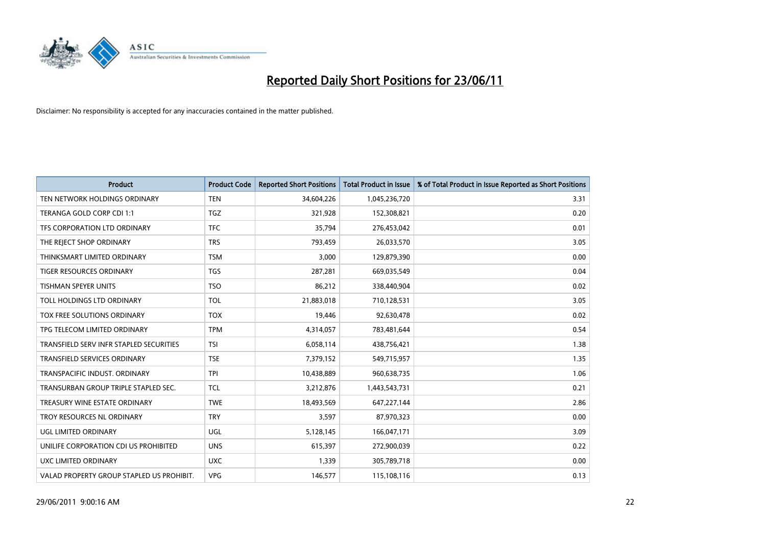# Reported Daily Short Positions for 23/06/11

Disclaimer: No responsibility is accepted for any inaccuracies contained in the matter published.

| Product | Product Code | Reported Short Positions | Total Product in Issue | % of Total Product in Issue Reported as Short Positions |
|---|---|---|---|---|
| TEN NETWORK HOLDINGS ORDINARY | TEN | 34,604,226 | 1,045,236,720 | 3.31 |
| TERANGA GOLD CORP CDI 1:1 | TGZ | 321,928 | 152,308,821 | 0.20 |
| TFS CORPORATION LTD ORDINARY | TFC | 35,794 | 276,453,042 | 0.01 |
| THE REJECT SHOP ORDINARY | TRS | 793,459 | 26,033,570 | 3.05 |
| THINKSMART LIMITED ORDINARY | TSM | 3,000 | 129,879,390 | 0.00 |
| TIGER RESOURCES ORDINARY | TGS | 287,281 | 669,035,549 | 0.04 |
| TISHMAN SPEYER UNITS | TSO | 86,212 | 338,440,904 | 0.02 |
| TOLL HOLDINGS LTD ORDINARY | TOL | 21,883,018 | 710,128,531 | 3.05 |
| TOX FREE SOLUTIONS ORDINARY | TOX | 19,446 | 92,630,478 | 0.02 |
| TPG TELECOM LIMITED ORDINARY | TPM | 4,314,057 | 783,481,644 | 0.54 |
| TRANSFIELD SERV INFR STAPLED SECURITIES | TSI | 6,058,114 | 438,756,421 | 1.38 |
| TRANSFIELD SERVICES ORDINARY | TSE | 7,379,152 | 549,715,957 | 1.35 |
| TRANSPACIFIC INDUST. ORDINARY | TPI | 10,438,889 | 960,638,735 | 1.06 |
| TRANSURBAN GROUP TRIPLE STAPLED SEC. | TCL | 3,212,876 | 1,443,543,731 | 0.21 |
| TREASURY WINE ESTATE ORDINARY | TWE | 18,493,569 | 647,227,144 | 2.86 |
| TROY RESOURCES NL ORDINARY | TRY | 3,597 | 87,970,323 | 0.00 |
| UGL LIMITED ORDINARY | UGL | 5,128,145 | 166,047,171 | 3.09 |
| UNILIFE CORPORATION CDI US PROHIBITED | UNS | 615,397 | 272,900,039 | 0.22 |
| UXC LIMITED ORDINARY | UXC | 1,339 | 305,789,718 | 0.00 |
| VALAD PROPERTY GROUP STAPLED US PROHIBIT. | VPG | 146,577 | 115,108,116 | 0.13 |

29/06/2011 9:00:16 AM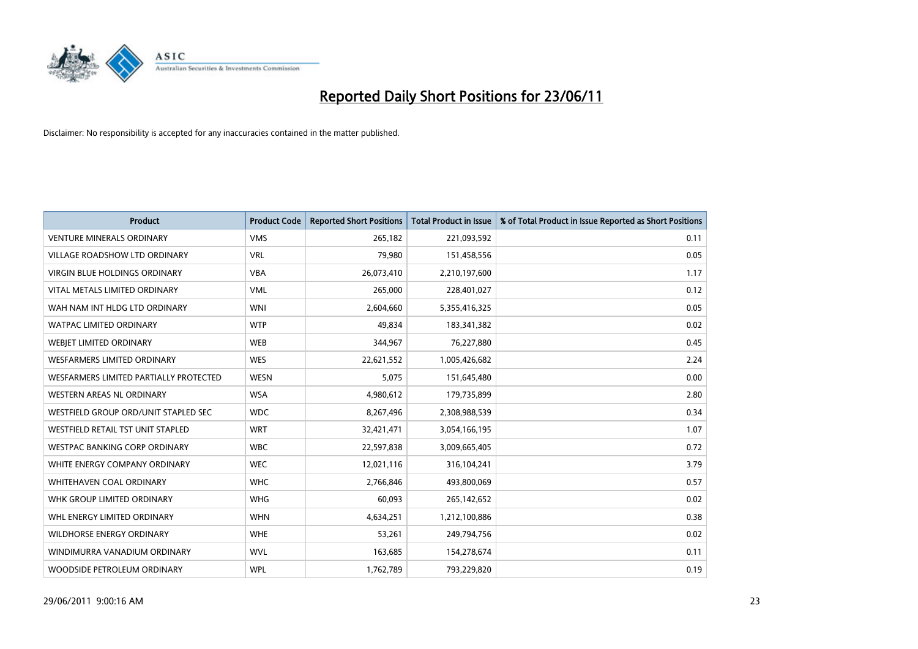# Reported Daily Short Positions for 23/06/11

Disclaimer: No responsibility is accepted for any inaccuracies contained in the matter published.

| Product | Product Code | Reported Short Positions | Total Product in Issue | % of Total Product in Issue Reported as Short Positions |
|---|---|---|---|---|
| VENTURE MINERALS ORDINARY | VMS | 265,182 | 221,093,592 | 0.11 |
| VILLAGE ROADSHOW LTD ORDINARY | VRL | 79,980 | 151,458,556 | 0.05 |
| VIRGIN BLUE HOLDINGS ORDINARY | VBA | 26,073,410 | 2,210,197,600 | 1.17 |
| VITAL METALS LIMITED ORDINARY | VML | 265,000 | 228,401,027 | 0.12 |
| WAH NAM INT HLDG LTD ORDINARY | WNI | 2,604,660 | 5,355,416,325 | 0.05 |
| WATPAC LIMITED ORDINARY | WTP | 49,834 | 183,341,382 | 0.02 |
| WEBJET LIMITED ORDINARY | WEB | 344,967 | 76,227,880 | 0.45 |
| WESFARMERS LIMITED ORDINARY | WES | 22,621,552 | 1,005,426,682 | 2.24 |
| WESFARMERS LIMITED PARTIALLY PROTECTED | WESN | 5,075 | 151,645,480 | 0.00 |
| WESTERN AREAS NL ORDINARY | WSA | 4,980,612 | 179,735,899 | 2.80 |
| WESTFIELD GROUP ORD/UNIT STAPLED SEC | WDC | 8,267,496 | 2,308,988,539 | 0.34 |
| WESTFIELD RETAIL TST UNIT STAPLED | WRT | 32,421,471 | 3,054,166,195 | 1.07 |
| WESTPAC BANKING CORP ORDINARY | WBC | 22,597,838 | 3,009,665,405 | 0.72 |
| WHITE ENERGY COMPANY ORDINARY | WEC | 12,021,116 | 316,104,241 | 3.79 |
| WHITEHAVEN COAL ORDINARY | WHC | 2,766,846 | 493,800,069 | 0.57 |
| WHK GROUP LIMITED ORDINARY | WHG | 60,093 | 265,142,652 | 0.02 |
| WHL ENERGY LIMITED ORDINARY | WHN | 4,634,251 | 1,212,100,886 | 0.38 |
| WILDHORSE ENERGY ORDINARY | WHE | 53,261 | 249,794,756 | 0.02 |
| WINDIMURRA VANADIUM ORDINARY | WVL | 163,685 | 154,278,674 | 0.11 |
| WOODSIDE PETROLEUM ORDINARY | WPL | 1,762,789 | 793,229,820 | 0.19 |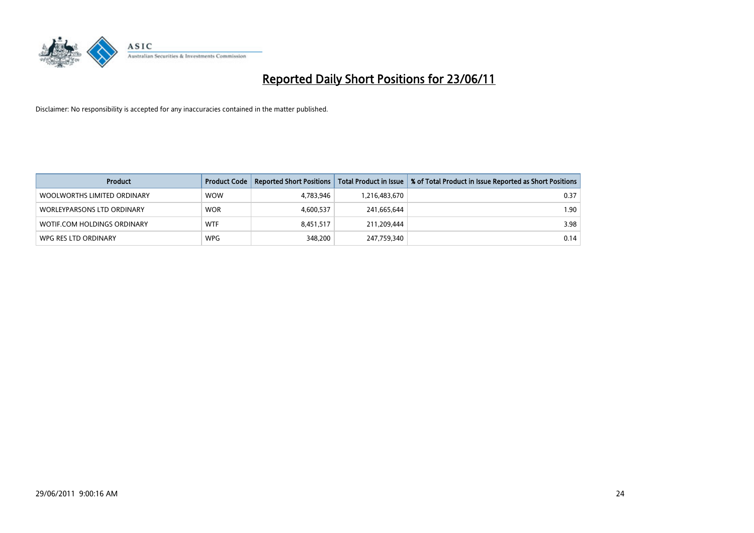# Reported Daily Short Positions for 23/06/11

Disclaimer: No responsibility is accepted for any inaccuracies contained in the matter published.

| Product | Product Code | Reported Short Positions | Total Product in Issue | % of Total Product in Issue Reported as Short Positions |
| --- | --- | --- | --- | --- |
| WOOLWORTHS LIMITED ORDINARY | WOW | 4,783,946 | 1,216,483,670 | 0.37 |
| WORLEYPARSONS LTD ORDINARY | WOR | 4,600,537 | 241,665,644 | 1.90 |
| WOTIF.COM HOLDINGS ORDINARY | WTF | 8,451,517 | 211,209,444 | 3.98 |
| WPG RES LTD ORDINARY | WPG | 348,200 | 247,759,340 | 0.14 |

29/06/2011 9:00:16 AM